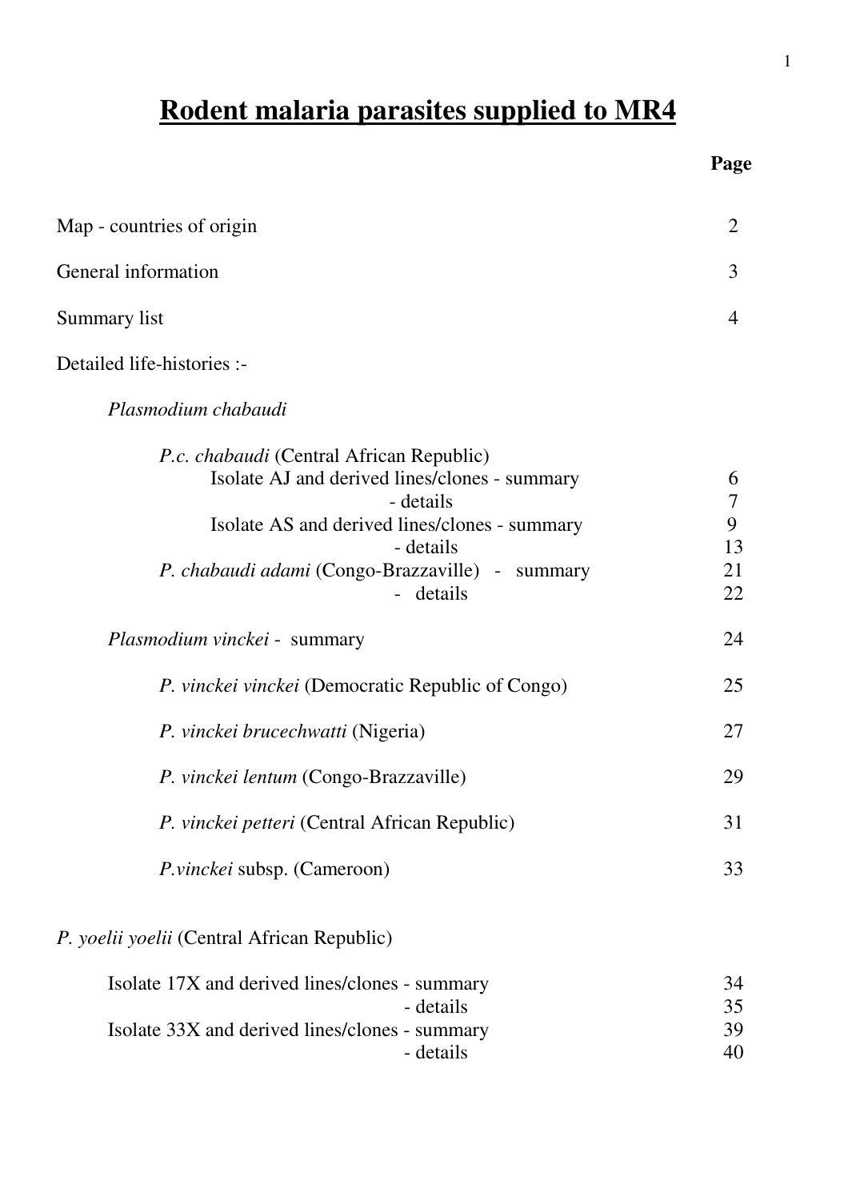# Rodent malaria parasites supplied to MR4

| | Page |
|---|---|
| Map - countries of origin | 2 |
| General information | 3 |
| Summary list | 4 |
| Detailed life-histories :- | |
| *Plasmodium chabaudi* | |
| *P.c. chabaudi* (Central African Republic) | |
| Isolate AJ and derived lines/clones - summary | 6 |
| - details | 7 |
| Isolate AS and derived lines/clones - summary | 9 |
| - details | 13 |
| *P. chabaudi adami* (Congo-Brazzaville) - summary | 21 |
| - details | 22 |
| *Plasmodium vinckei* - summary | 24 |
| *P. vinckei vinckei* (Democratic Republic of Congo) | 25 |
| *P. vinckei brucechwatti* (Nigeria) | 27 |
| *P. vinckei lentum* (Congo-Brazzaville) | 29 |
| *P. vinckei petteri* (Central African Republic) | 31 |
| *P.vinckei* subsp. (Cameroon) | 33 |
| *P. yoelii yoelii* (Central African Republic) | |
| Isolate 17X and derived lines/clones - summary | 34 |
| - details | 35 |
| Isolate 33X and derived lines/clones - summary | 39 |
| - details | 40 |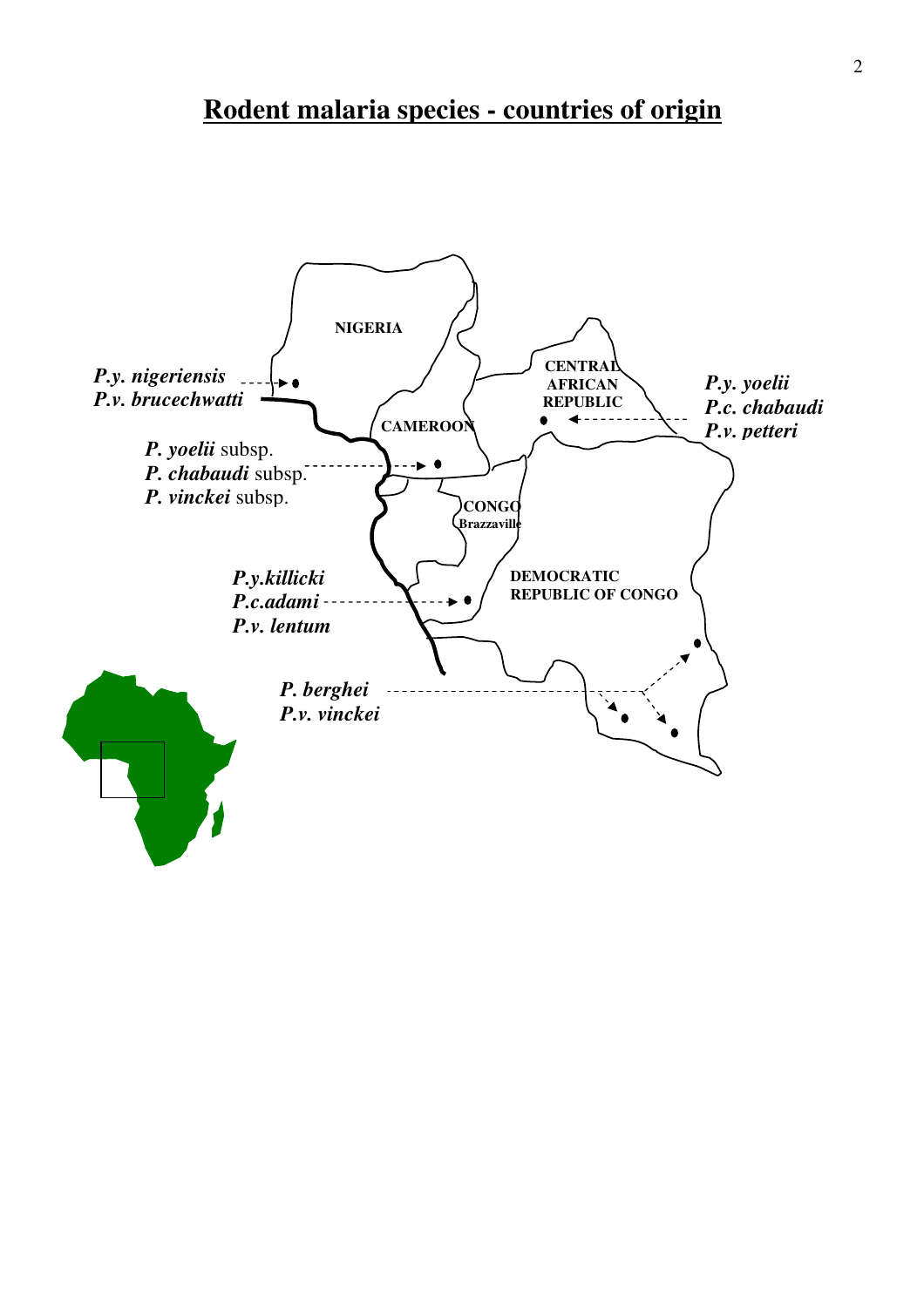# Rodent malaria species - countries of origin

NIGERIA

CAMEROON

CENTRAL AFRICAN REPUBLIC

CONGO Brazzaville

DEMOCRATIC REPUBLIC OF CONGO

***P.y. nigeriensis***
***P.v. brucechwatti***

***P. yoelii*** subsp.
***P. chabaudi*** subsp.
***P. vinckei*** subsp.

***P.y. yoelii***
***P.c. chabaudi***
***P.v. petteri***

***P.y.killicki***
***P.c.adami***
***P.v. lentum***

***P. berghei***
***P.v. vinckei***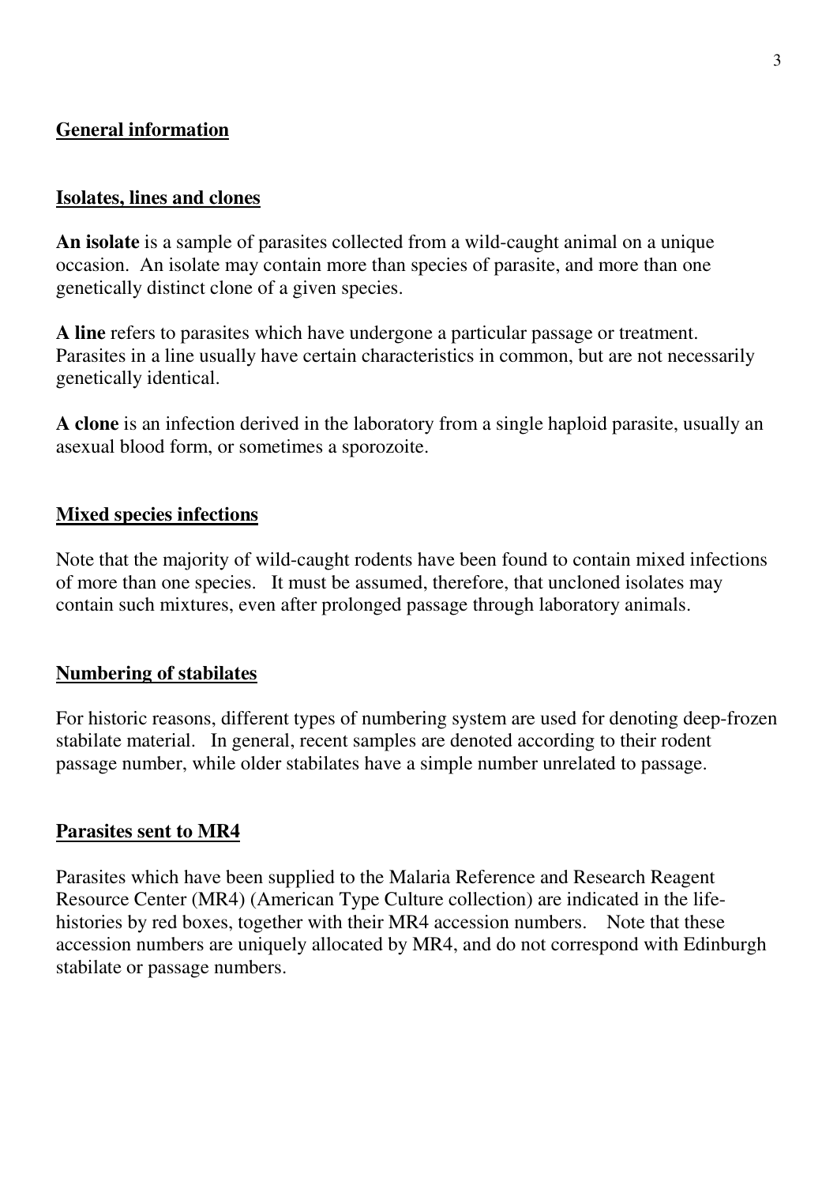## General information

### Isolates, lines and clones

**An isolate** is a sample of parasites collected from a wild-caught animal on a unique occasion. An isolate may contain more than species of parasite, and more than one genetically distinct clone of a given species.

**A line** refers to parasites which have undergone a particular passage or treatment. Parasites in a line usually have certain characteristics in common, but are not necessarily genetically identical.

**A clone** is an infection derived in the laboratory from a single haploid parasite, usually an asexual blood form, or sometimes a sporozoite.

### Mixed species infections

Note that the majority of wild-caught rodents have been found to contain mixed infections of more than one species. It must be assumed, therefore, that uncloned isolates may contain such mixtures, even after prolonged passage through laboratory animals.

### Numbering of stabilates

For historic reasons, different types of numbering system are used for denoting deep-frozen stabilate material. In general, recent samples are denoted according to their rodent passage number, while older stabilates have a simple number unrelated to passage.

### Parasites sent to MR4

Parasites which have been supplied to the Malaria Reference and Research Reagent Resource Center (MR4) (American Type Culture collection) are indicated in the life-histories by red boxes, together with their MR4 accession numbers. Note that these accession numbers are uniquely allocated by MR4, and do not correspond with Edinburgh stabilate or passage numbers.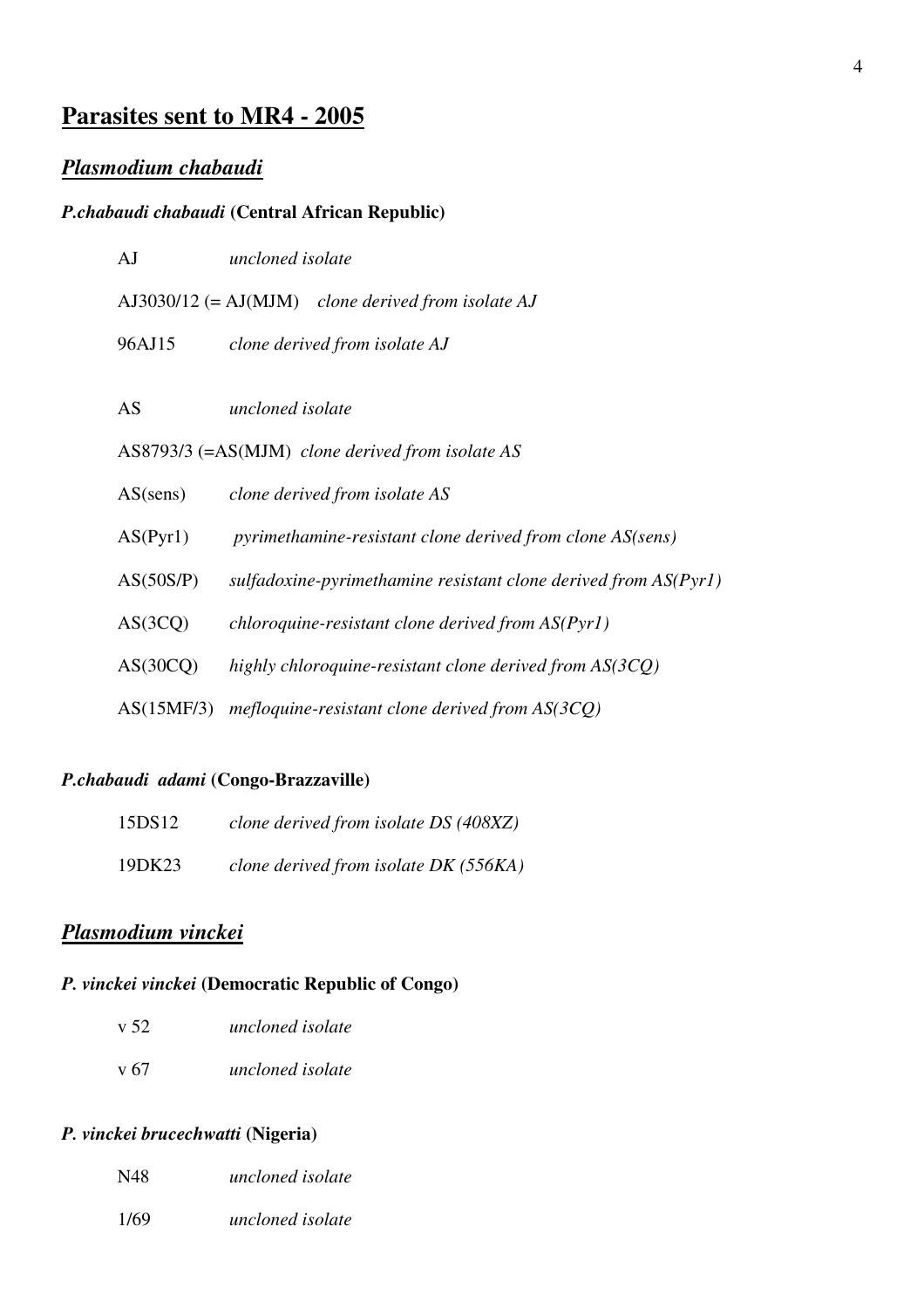# Parasites sent to MR4 - 2005

## *Plasmodium chabaudi*

### *P.chabaudi chabaudi* (Central African Republic)

AJ *uncloned isolate*

AJ3030/12 (= AJ(MJM) *clone derived from isolate AJ*

96AJ15 *clone derived from isolate AJ*

AS *uncloned isolate*

AS8793/3 (=AS(MJM) *clone derived from isolate AS*

AS(sens) *clone derived from isolate AS*

AS(Pyr1) *pyrimethamine-resistant clone derived from clone AS(sens)*

AS(50S/P) *sulfadoxine-pyrimethamine resistant clone derived from AS(Pyr1)*

AS(3CQ) *chloroquine-resistant clone derived from AS(Pyr1)*

AS(30CQ) *highly chloroquine-resistant clone derived from AS(3CQ)*

AS(15MF/3) *mefloquine-resistant clone derived from AS(3CQ)*

### *P.chabaudi adami* (Congo-Brazzaville)

15DS12 *clone derived from isolate DS (408XZ)*

19DK23 *clone derived from isolate DK (556KA)*

## *Plasmodium vinckei*

### *P. vinckei vinckei* (Democratic Republic of Congo)

v 52 *uncloned isolate*

v 67 *uncloned isolate*

### *P. vinckei brucechwatti* (Nigeria)

N48 *uncloned isolate*

1/69 *uncloned isolate*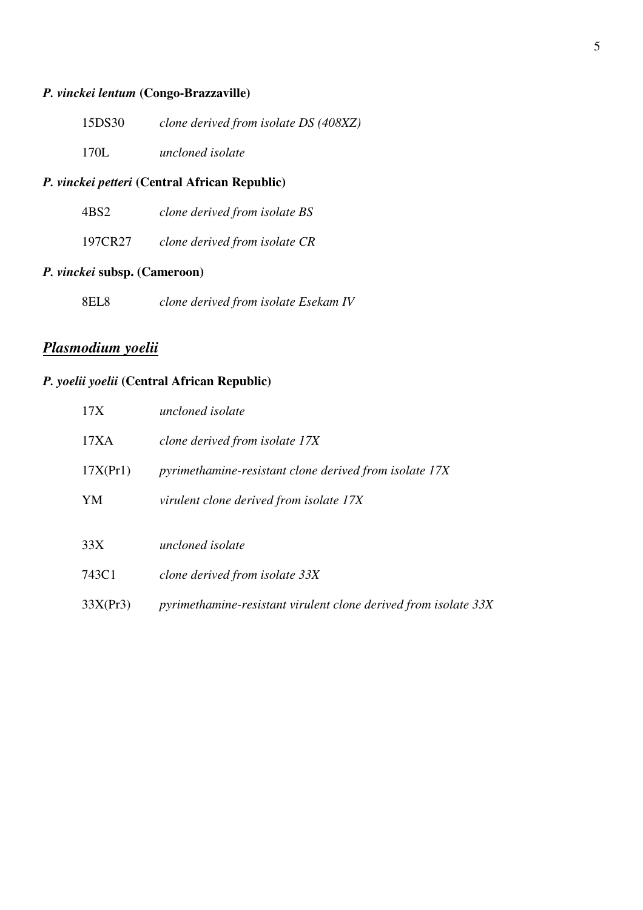***P. vinckei lentum* (Congo-Brazzaville)**

| | |
|---|---|
| 15DS30 | *clone derived from isolate DS (408XZ)* |
| 170L | *uncloned isolate* |

***P. vinckei petteri* (Central African Republic)**

| | |
|---|---|
| 4BS2 | *clone derived from isolate BS* |
| 197CR27 | *clone derived from isolate CR* |

***P. vinckei* subsp. (Cameroon)**

| | |
|---|---|
| 8EL8 | *clone derived from isolate Esekam IV* |

## ***Plasmodium yoelii***

***P. yoelii yoelii* (Central African Republic)**

| | |
|---|---|
| 17X | *uncloned isolate* |
| 17XA | *clone derived from isolate 17X* |
| 17X(Pr1) | *pyrimethamine-resistant clone derived from isolate 17X* |
| YM | *virulent clone derived from isolate 17X* |
| | |
| 33X | *uncloned isolate* |
| 743C1 | *clone derived from isolate 33X* |
| 33X(Pr3) | *pyrimethamine-resistant virulent clone derived from isolate 33X* |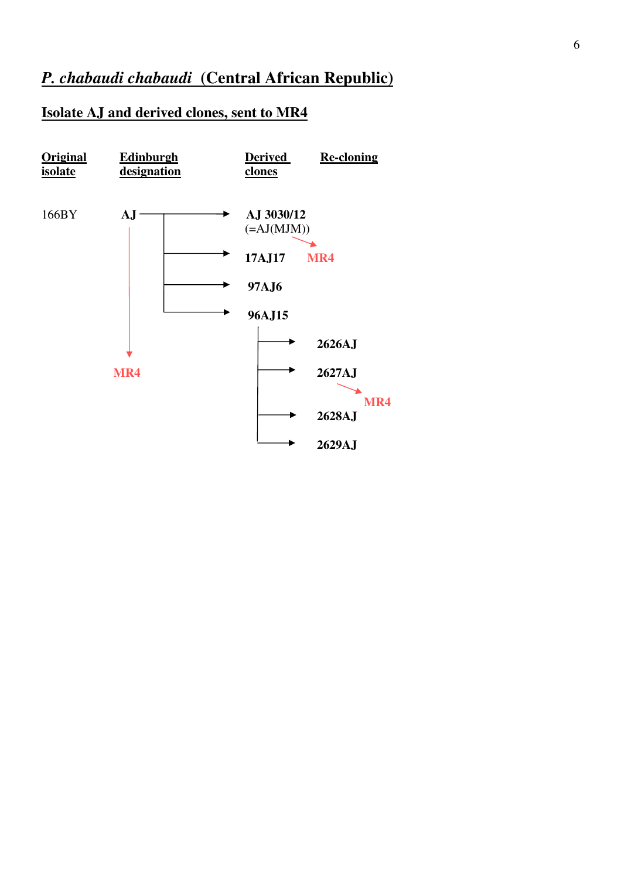## *P. chabaudi chabaudi* (Central African Republic)

### Isolate AJ and derived clones, sent to MR4

| Original isolate | Edinburgh designation | Derived clones | Re-cloning |
|---|---|---|---|
| 166BY | AJ → MR4 | AJ 3030/12 (=AJ(MJM)) → MR4 | |
| | | 17AJ17 | |
| | | 97AJ6 | |
| | | 96AJ15 | 2626AJ |
| | | | 2627AJ → MR4 |
| | | | 2628AJ |
| | | | 2629AJ |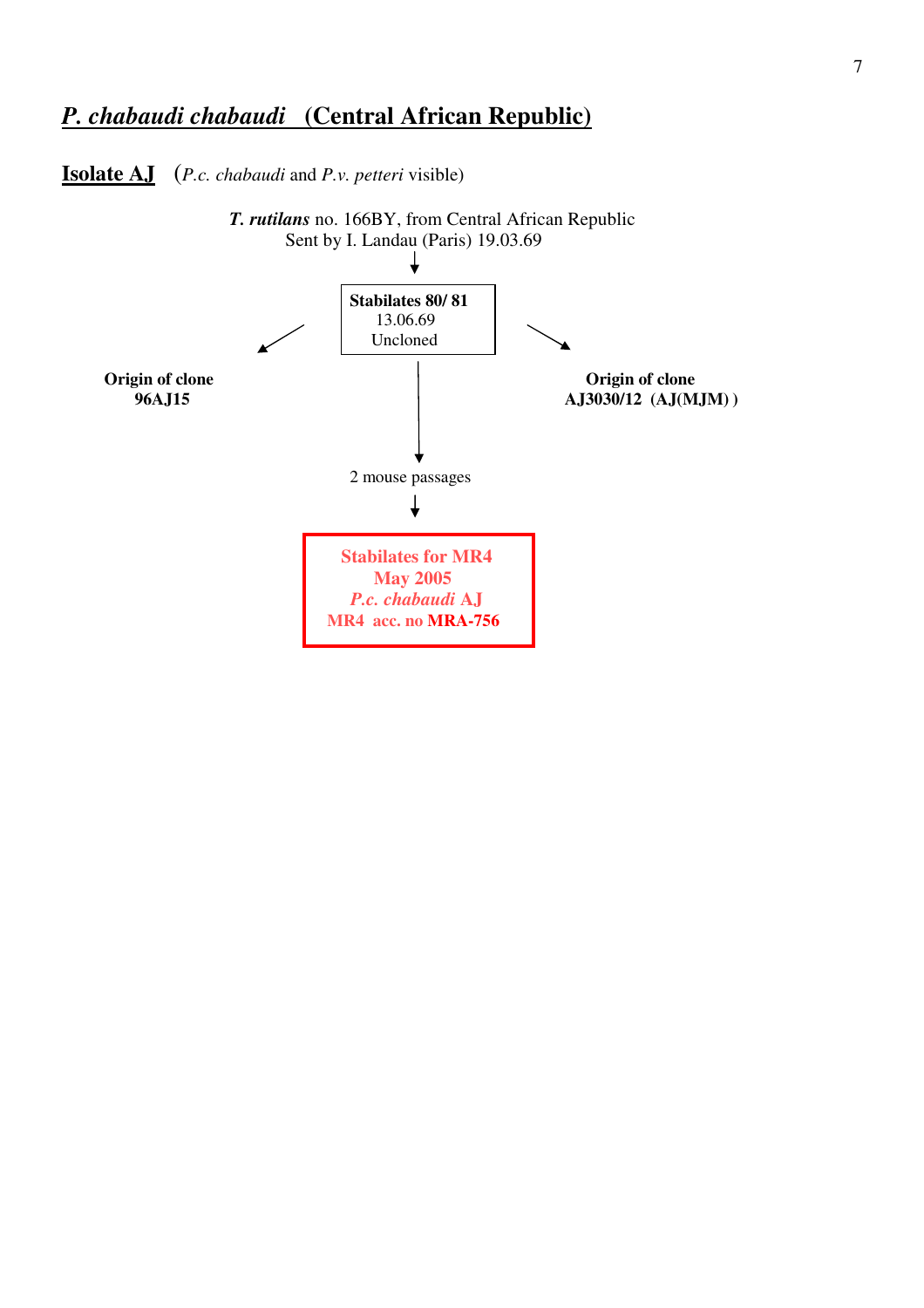## *P. chabaudi chabaudi* (Central African Republic)

**Isolate AJ** (*P.c. chabaudi* and *P.v. petteri* visible)

***T. rutilans*** no. 166BY, from Central African Republic
Sent by I. Landau (Paris) 19.03.69

↓

**Stabilates 80/ 81**
13.06.69
Uncloned

↙ **Origin of clone 96AJ15**

↘ **Origin of clone AJ3030/12 (AJ(MJM) )**

↓

2 mouse passages

↓

**Stabilates for MR4**
**May 2005**
***P.c. chabaudi* AJ**
**MR4 acc. no MRA-756**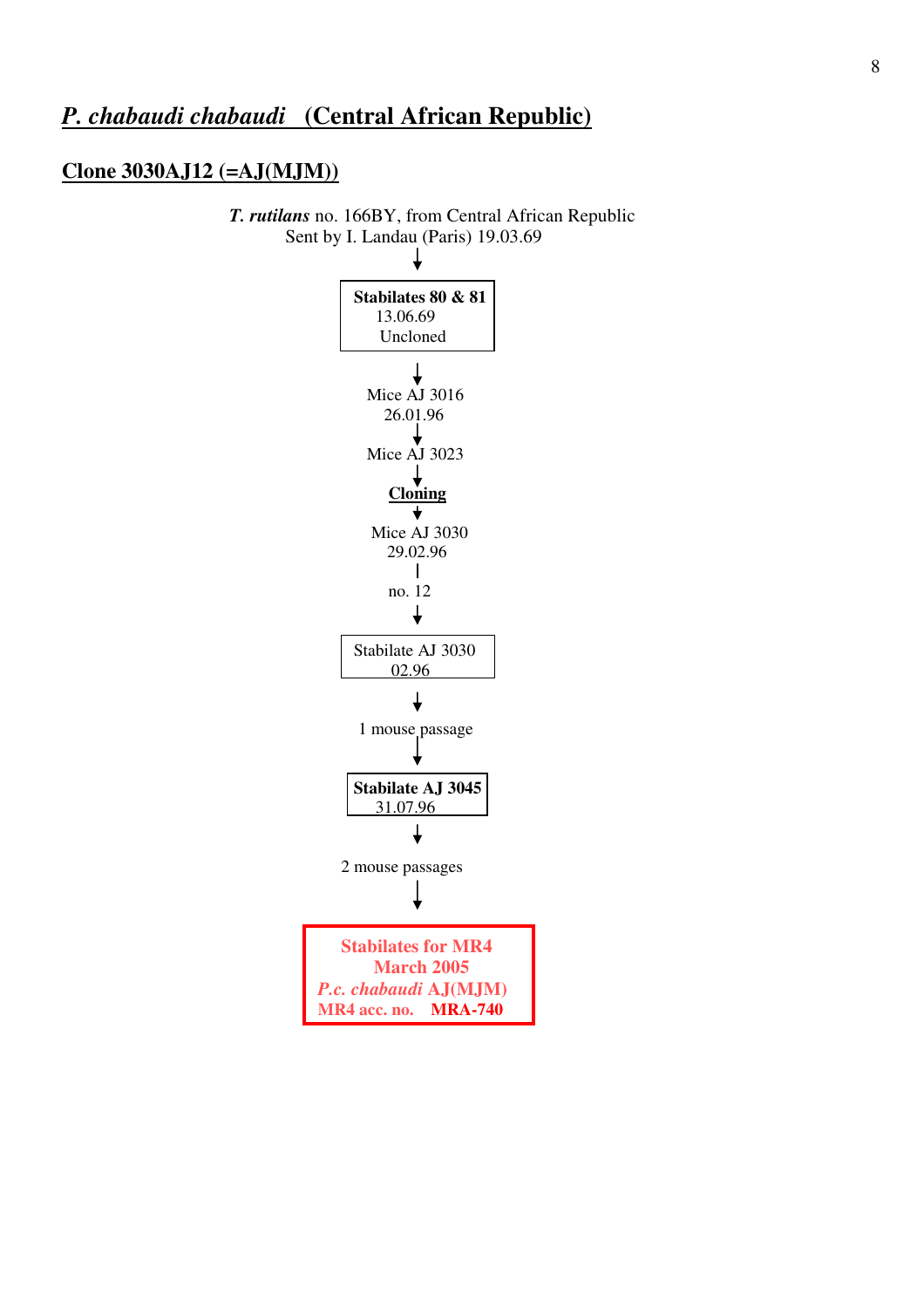## *P. chabaudi chabaudi* (Central African Republic)

### Clone 3030AJ12 (=AJ(MJM))

***T. rutilans*** no. 166BY, from Central African Republic
Sent by I. Landau (Paris) 19.03.69

↓

**Stabilates 80 & 81**
13.06.69
Uncloned

↓

Mice AJ 3016
26.01.96

↓

Mice AJ 3023

↓

**Cloning**

↓

Mice AJ 3030
29.02.96

|

no. 12

↓

Stabilate AJ 3030
02.96

↓

1 mouse passage

↓

**Stabilate AJ 3045**
31.07.96

↓

2 mouse passages

↓

**Stabilates for MR4**
**March 2005**
***P.c. chabaudi* AJ(MJM)**
**MR4 acc. no. MRA-740**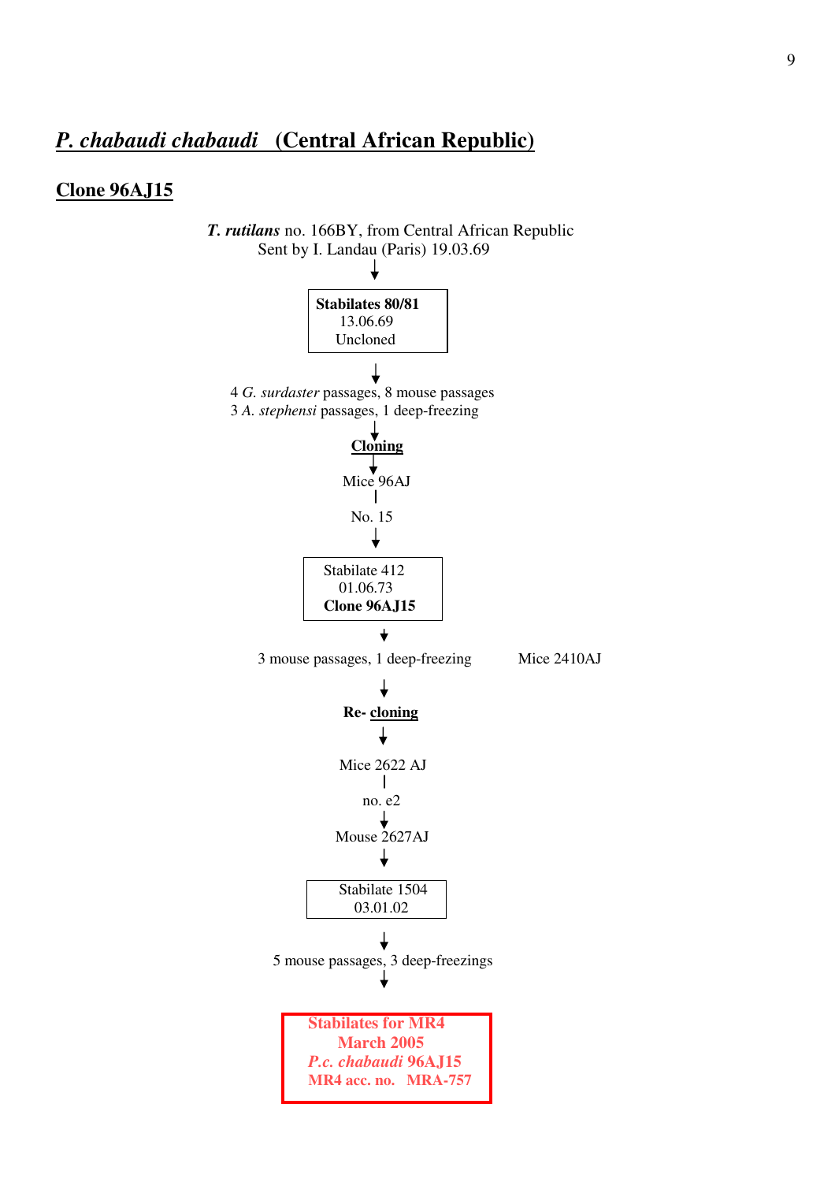## *P. chabaudi chabaudi* (Central African Republic)

### Clone 96AJ15

***T. rutilans*** no. 166BY, from Central African Republic
Sent by I. Landau (Paris) 19.03.69

↓

**Stabilates 80/81**
13.06.69
Uncloned

↓

4 *G. surdaster* passages, 8 mouse passages
3 *A. stephensi* passages, 1 deep-freezing

↓

**Cloning**

↓

Mice 96AJ

|

No. 15

↓

Stabilate 412
01.06.73
**Clone 96AJ15**

↓

3 mouse passages, 1 deep-freezing — Mice 2410AJ

↓

**Re- cloning**

↓

Mice 2622 AJ

|

no. e2

↓

Mouse 2627AJ

↓

Stabilate 1504
03.01.02

↓

5 mouse passages, 3 deep-freezings

↓

**Stabilates for MR4**
**March 2005**
***P.c. chabaudi* 96AJ15**
**MR4 acc. no. MRA-757**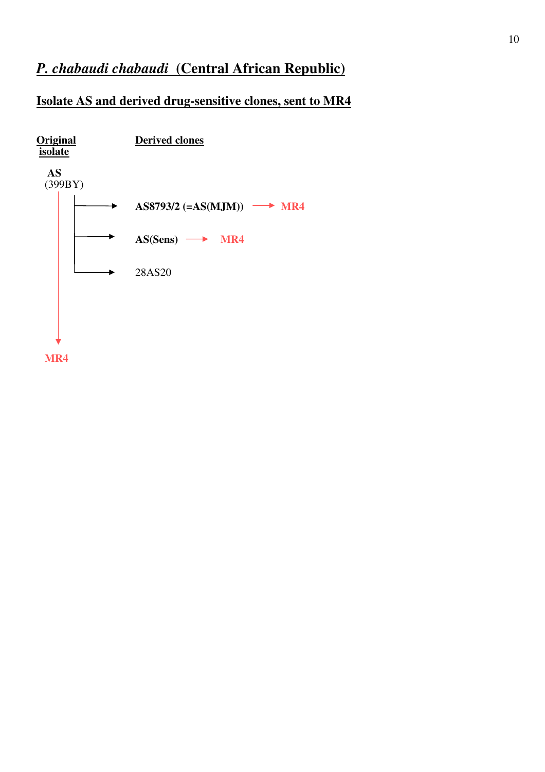## *P. chabaudi chabaudi* (Central African Republic)

### Isolate AS and derived drug-sensitive clones, sent to MR4

**Original isolate**

**AS**
(399BY) → **MR4**

**Derived clones**

- **AS8793/2 (=AS(MJM))** → **MR4**
- **AS(Sens)** → **MR4**
- 28AS20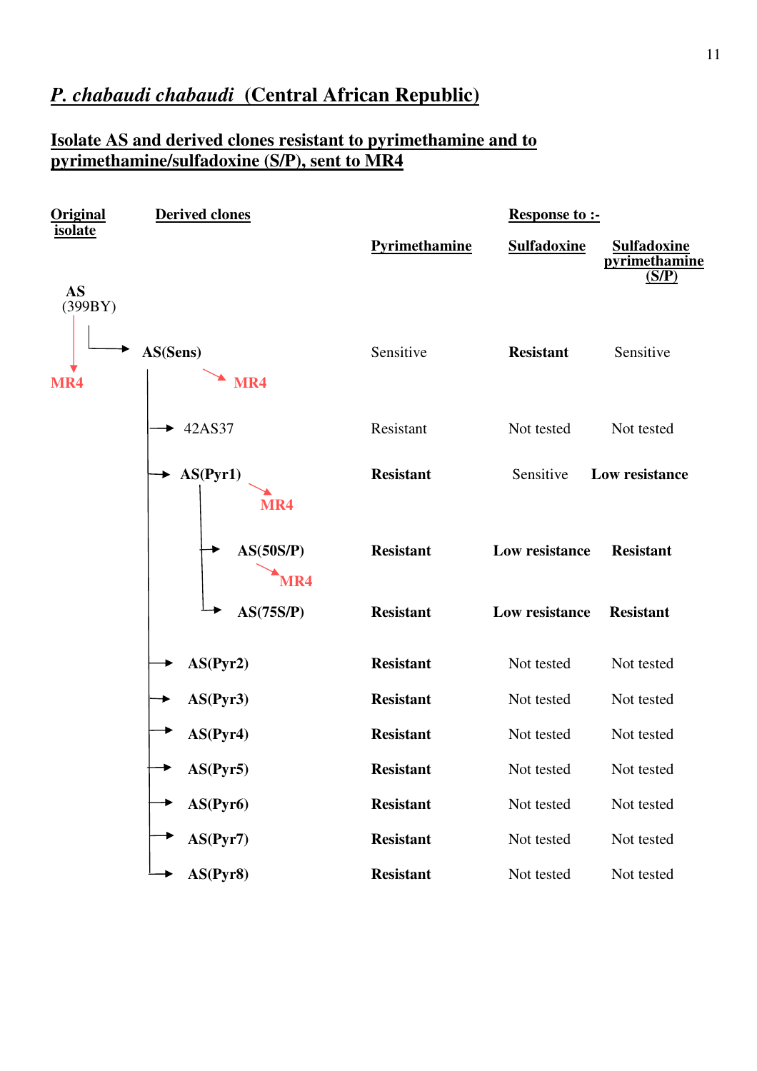# *P. chabaudi chabaudi* (Central African Republic)

## Isolate AS and derived clones resistant to pyrimethamine and to pyrimethamine/sulfadoxine (S/P), sent to MR4

| Original isolate | Derived clones | Pyrimethamine | Sulfadoxine | Sulfadoxine pyrimethamine (S/P) |
|---|---|---|---|---|
| AS (399BY) → MR4 | | | | |
| | **AS(Sens)** → MR4 | Sensitive | **Resistant** | Sensitive |
| | 42AS37 | Resistant | Not tested | Not tested |
| | **AS(Pyr1)** → MR4 | **Resistant** | Sensitive | **Low resistance** |
| | **AS(50S/P)** → MR4 | **Resistant** | **Low resistance** | **Resistant** |
| | **AS(75S/P)** | **Resistant** | **Low resistance** | **Resistant** |
| | **AS(Pyr2)** | **Resistant** | Not tested | Not tested |
| | **AS(Pyr3)** | **Resistant** | Not tested | Not tested |
| | **AS(Pyr4)** | **Resistant** | Not tested | Not tested |
| | **AS(Pyr5)** | **Resistant** | Not tested | Not tested |
| | **AS(Pyr6)** | **Resistant** | Not tested | Not tested |
| | **AS(Pyr7)** | **Resistant** | Not tested | Not tested |
| | **AS(Pyr8)** | **Resistant** | Not tested | Not tested |

Response to :- Pyrimethamine, Sulfadoxine, Sulfadoxine pyrimethamine (S/P)

AS(Sens), 42AS37, AS(Pyr1) and AS(Pyr2)–AS(Pyr8) are derived from AS (399BY); AS(50S/P) and AS(75S/P) are derived from AS(Pyr1).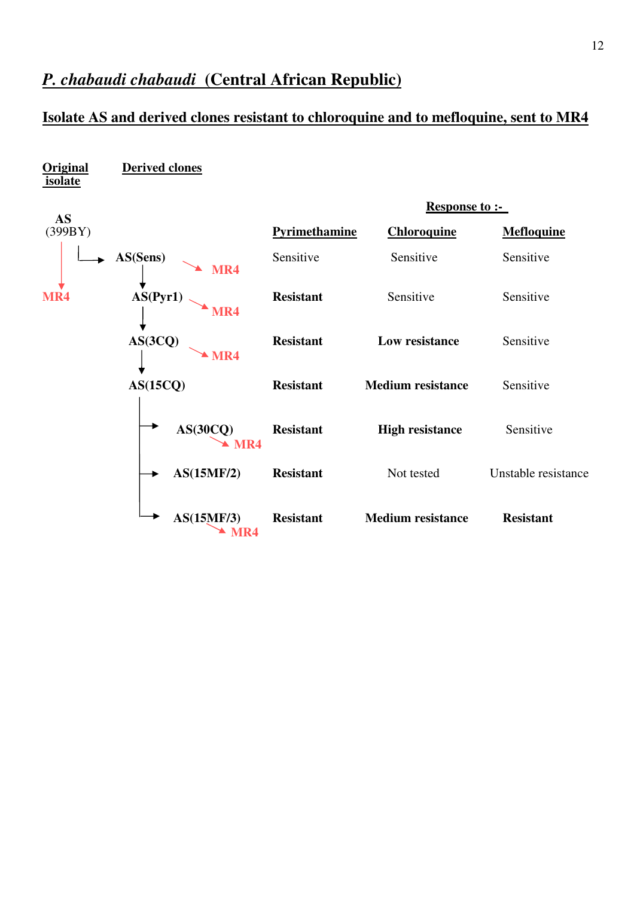## *P. chabaudi chabaudi* (Central African Republic)

### Isolate AS and derived clones resistant to chloroquine and to mefloquine, sent to MR4

| Original isolate | Derived clones | Sent to MR4 | Response to :- Pyrimethamine | Chloroquine | Mefloquine |
|---|---|---|---|---|---|
| AS (399BY) | | MR4 | | | |
| | AS(Sens) | MR4 | Sensitive | Sensitive | Sensitive |
| | AS(Pyr1) | MR4 | **Resistant** | Sensitive | Sensitive |
| | AS(3CQ) | MR4 | **Resistant** | **Low resistance** | Sensitive |
| | AS(15CQ) | | **Resistant** | **Medium resistance** | Sensitive |
| | AS(30CQ) | MR4 | **Resistant** | **High resistance** | Sensitive |
| | AS(15MF/2) | | **Resistant** | Not tested | Unstable resistance |
| | AS(15MF/3) | MR4 | **Resistant** | **Medium resistance** | **Resistant** |

Lineage: AS (399BY) → AS(Sens) → AS(Pyr1) → AS(3CQ) → AS(15CQ) → AS(30CQ), AS(15MF/2), AS(15MF/3)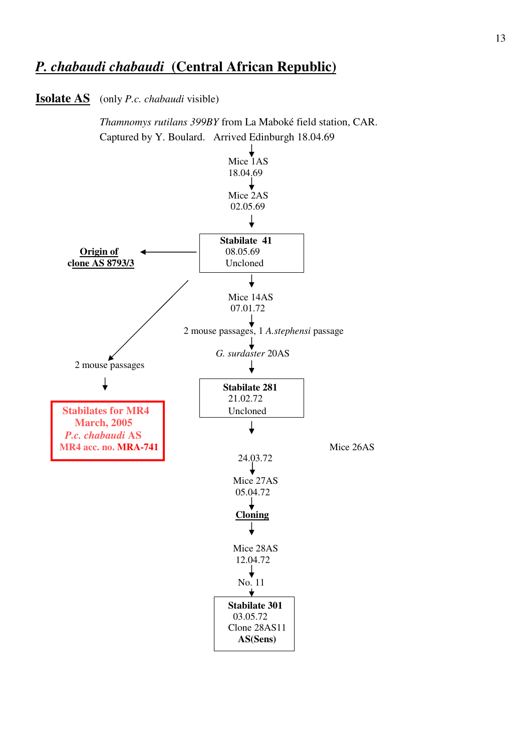## *P. chabaudi chabaudi* (Central African Republic)

**Isolate AS** (only *P.c. chabaudi* visible)

*Thamnomys rutilans 399BY* from La Maboké field station, CAR.
Captured by Y. Boulard. Arrived Edinburgh 18.04.69

↓

Mice 1AS
18.04.69

↓

Mice 2AS
02.05.69

↓

**Stabilate 41**
08.05.69
Unclonded

→ **Origin of clone AS 8793/3**

↓ (branch) 2 mouse passages

↓

**Stabilates for MR4**
**March, 2005**
***P.c. chabaudi* AS**
**MR4 acc. no. MRA-741**

↓ (main line)

Mice 14AS
07.01.72

↓

2 mouse passages, 1 *A.stephensi* passage

↓

*G. surdaster* 20AS

↓

**Stabilate 281**
21.02.72
Uncloned

↓

Mice 26AS
24.03.72

↓

Mice 27AS
05.04.72

↓

**Cloning**

↓

Mice 28AS
12.04.72

↓

No. 11

↓

**Stabilate 301**
03.05.72
Clone 28AS11
**AS(Sens)**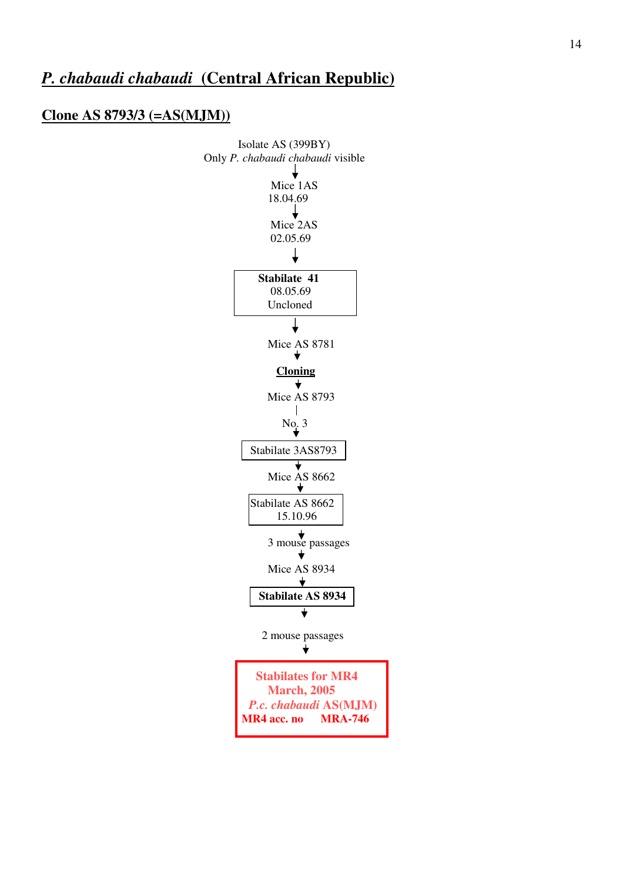# *P. chabaudi chabaudi* (Central African Republic)

## Clone AS 8793/3 (=AS(MJM))

Isolate AS (399BY)
Only *P. chabaudi chabaudi* visible

↓

Mice 1AS
18.04.69

↓

Mice 2AS
02.05.69

↓

**Stabilate 41**
08.05.69
Uncloned

↓

Mice AS 8781

↓

**Cloning**

↓

Mice AS 8793

|

No. 3

↓

Stabilate 3AS8793

↓

Mice AS 8662

↓

Stabilate AS 8662
15.10.96

↓

3 mouse passages

↓

Mice AS 8934

↓

**Stabilate AS 8934**

↓

2 mouse passages

↓

**Stabilates for MR4**
**March, 2005**
***P.c. chabaudi* AS(MJM)**
**MR4 acc. no MRA-746**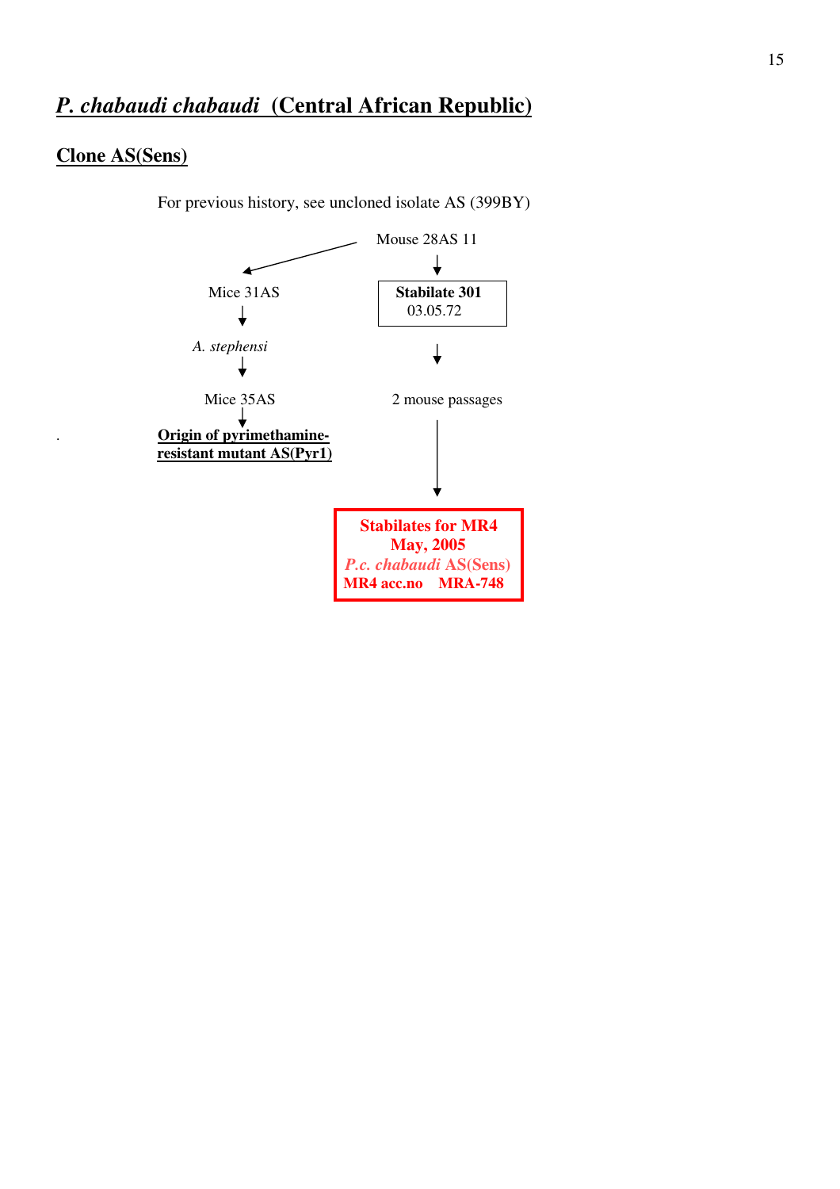## ***P. chabaudi chabaudi*** **(Central African Republic)**

### **Clone AS(Sens)**

For previous history, see uncloned isolate AS (399BY)

Mouse 28AS 11

Mice 31AS

*A. stephensi*

Mice 35AS

**Origin of pyrimethamine-resistant mutant AS(Pyr1)**

**Stabilate 301**
03.05.72

2 mouse passages

**Stabilates for MR4**
**May, 2005**
***P.c. chabaudi*** **AS(Sens)**
**MR4 acc.no MRA-748**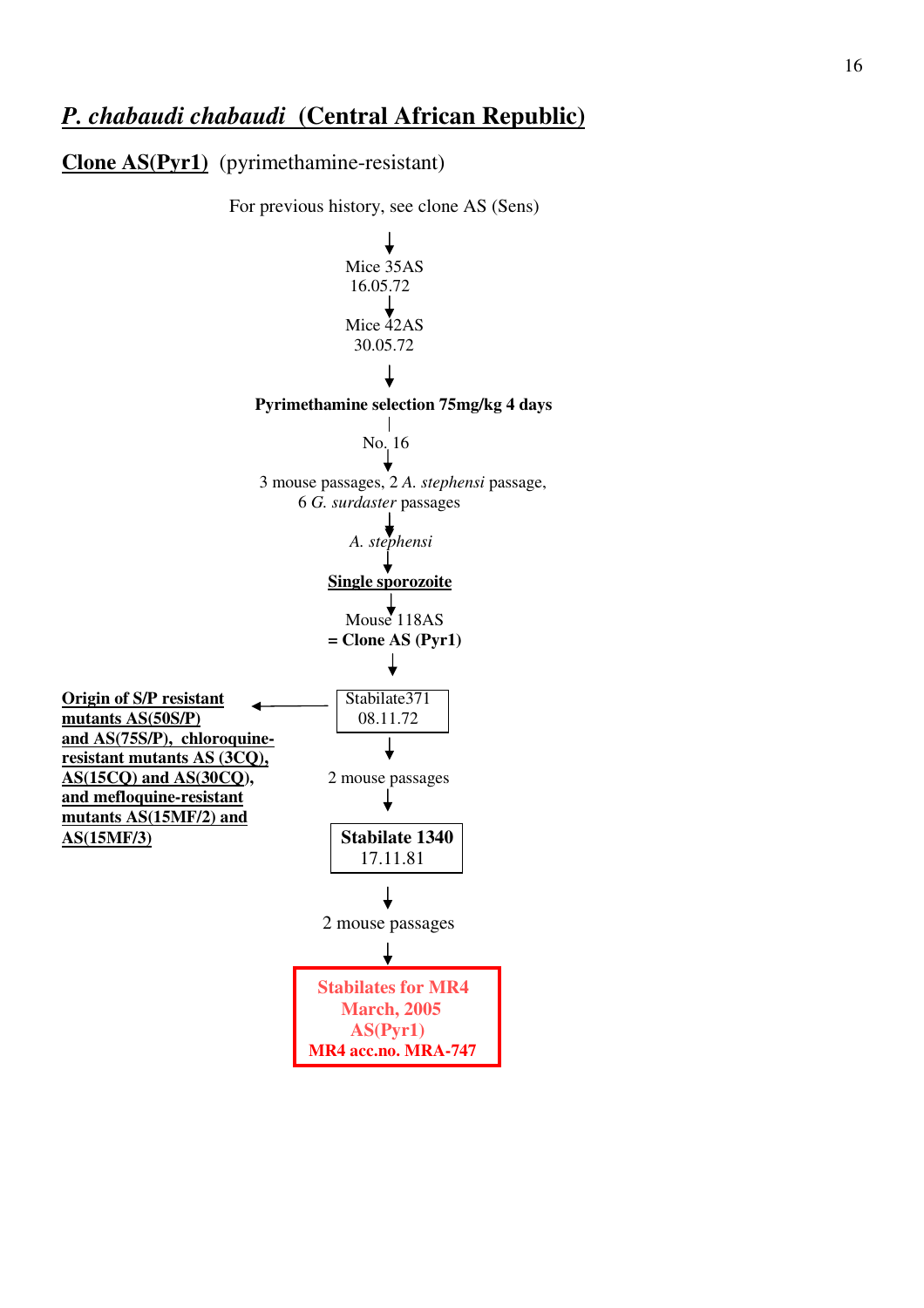## *P. chabaudi chabaudi* (Central African Republic)

**Clone AS(Pyr1)** (pyrimethamine-resistant)

For previous history, see clone AS (Sens)

↓

Mice 35AS
16.05.72

↓

Mice 42AS
30.05.72

↓

**Pyrimethamine selection 75mg/kg 4 days**

|

No. 16

↓

3 mouse passages, 2 *A. stephensi* passage,
6 *G. surdaster* passages

↓

*A. stephensi*

↓

**Single sporozoite**

↓

Mouse 118AS
**= Clone AS (Pyr1)**

↓

Stabilate371
08.11.72

→ **Origin of S/P resistant mutants AS(50S/P) and AS(75S/P), chloroquine-resistant mutants AS (3CQ), AS(15CQ) and AS(30CQ), and mefloquine-resistant mutants AS(15MF/2) and AS(15MF/3)**

↓

2 mouse passages

↓

**Stabilate 1340**
17.11.81

↓

2 mouse passages

↓

**Stabilates for MR4**
**March, 2005**
**AS(Pyr1)**
**MR4 acc.no. MRA-747**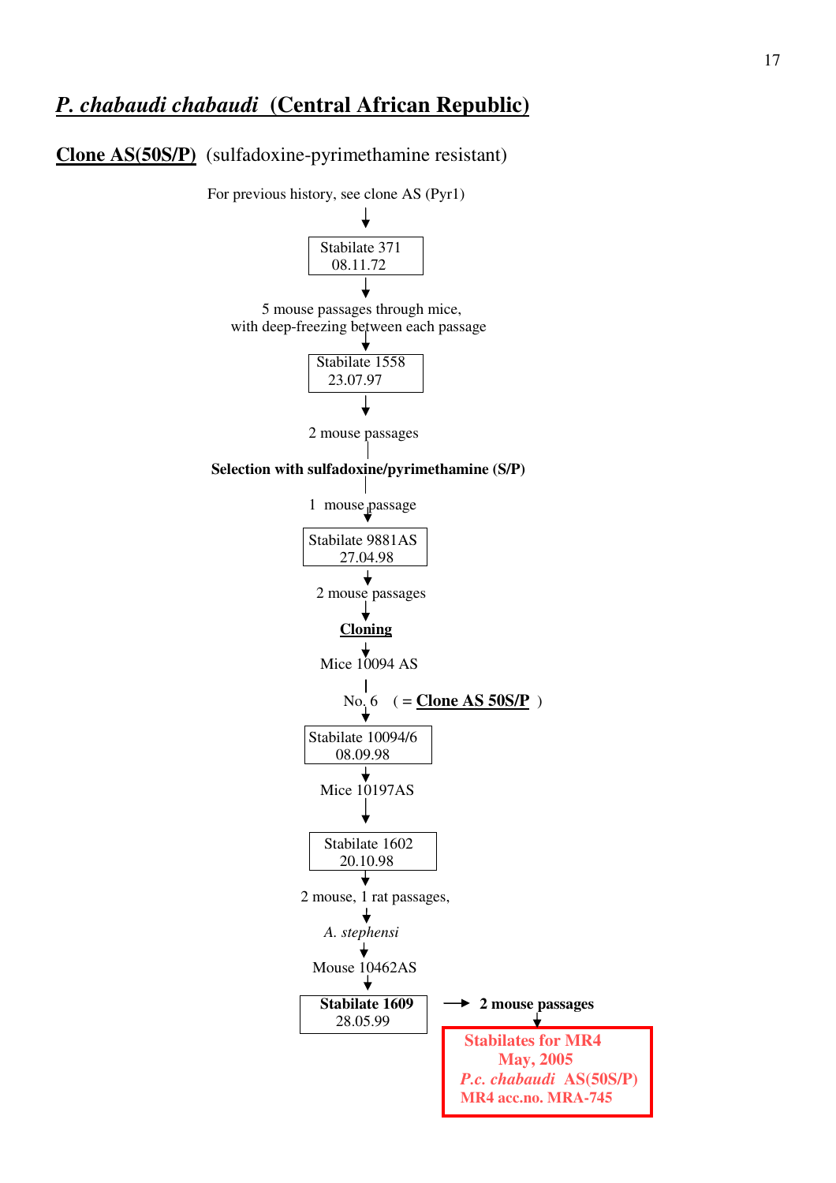# *P. chabaudi chabaudi* (Central African Republic)

**Clone AS(50S/P)** (sulfadoxine-pyrimethamine resistant)

For previous history, see clone AS (Pyr1)

↓

Stabilate 371
08.11.72

↓

5 mouse passages through mice,
with deep-freezing between each passage

↓

Stabilate 1558
23.07.97

↓

2 mouse passages

|

**Selection with sulfadoxine/pyrimethamine (S/P)**

|

1 mouse passage

↓

Stabilate 9881AS
27.04.98

↓

2 mouse passages

↓

**Cloning**

↓

Mice 10094 AS

|

No. 6 ( = **Clone AS 50S/P** )

↓

Stabilate 10094/6
08.09.98

↓

Mice 10197AS

↓

Stabilate 1602
20.10.98

↓

2 mouse, 1 rat passages,

↓

*A. stephensi*

↓

Mouse 10462AS

↓

**Stabilate 1609**
28.05.99

→ **2 mouse passages**

↓

**Stabilates for MR4**
**May, 2005**
***P.c. chabaudi* AS(50S/P)**
**MR4 acc.no. MRA-745**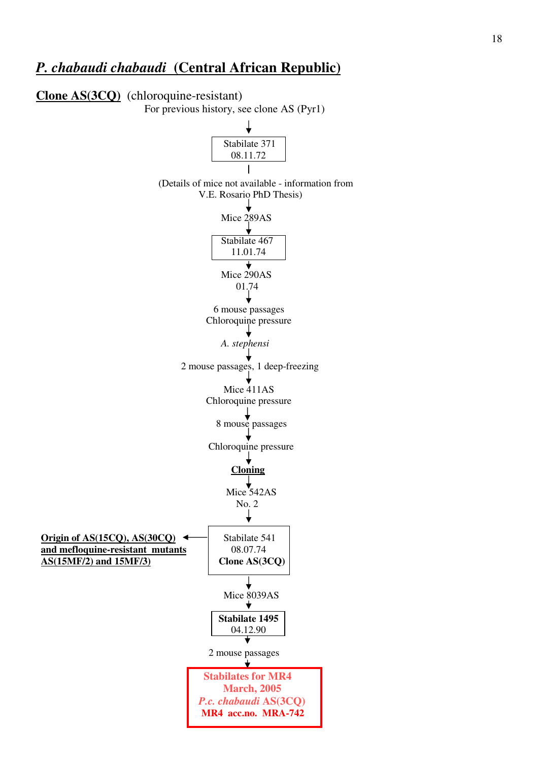## *P. chabaudi chabaudi* (Central African Republic)

**Clone AS(3CQ)** (chloroquine-resistant)

For previous history, see clone AS (Pyr1)

↓

Stabilate 371
08.11.72

|

(Details of mice not available - information from V.E. Rosario PhD Thesis)

↓

Mice 289AS

↓

Stabilate 467
11.01.74

↓

Mice 290AS
01.74

↓

6 mouse passages
Chloroquine pressure

↓

*A. stephensi*

↓

2 mouse passages, 1 deep-freezing

↓

Mice 411AS
Chloroquine pressure

↓

8 mouse passages

↓

Chloroquine pressure

↓

**Cloning**

↓

Mice 542AS
No. 2

↓

Stabilate 541
08.07.74
**Clone AS(3CQ)**

→ **Origin of AS(15CQ), AS(30CQ) and mefloquine-resistant mutants AS(15MF/2) and 15MF/3)**

↓

Mice 8039AS

↓

**Stabilate 1495**
04.12.90

↓

2 mouse passages

↓

**Stabilates for MR4**
**March, 2005**
***P.c. chabaudi* AS(3CQ)**
**MR4 acc.no. MRA-742**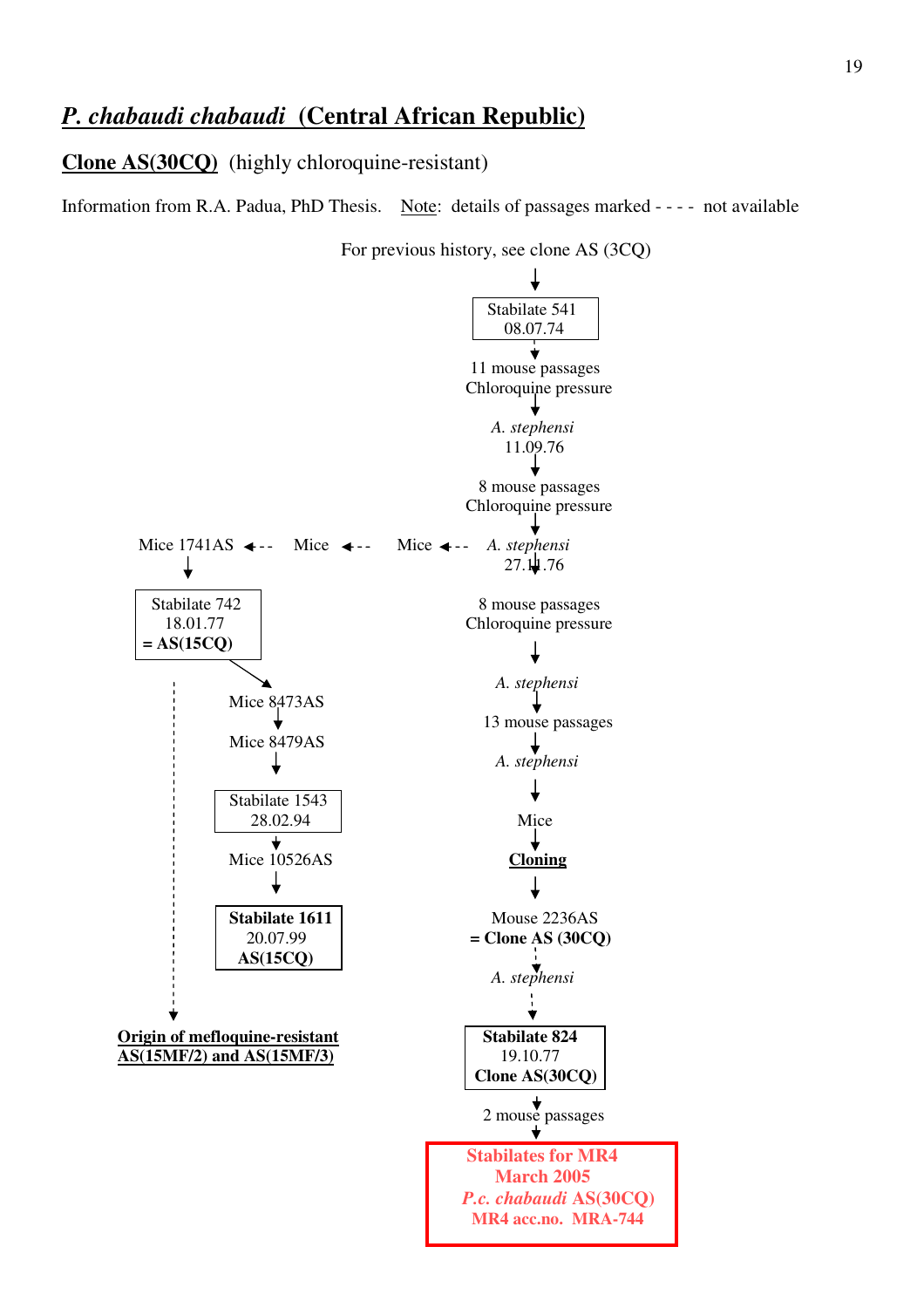## *P. chabaudi chabaudi* (Central African Republic)

**Clone AS(30CQ)** (highly chloroquine-resistant)

Information from R.A. Padua, PhD Thesis. Note: details of passages marked - - - - not available

For previous history, see clone AS (3CQ)

↓

Stabilate 541
08.07.74

↓ (- - - -)

11 mouse passages
Chloroquine pressure

↓

*A. stephensi*
11.09.76

↓

8 mouse passages
Chloroquine pressure

↓

*A. stephensi*
27.11.76 - - → Mice - - → Mice - - → Mice 1741AS

↓

**Branch from Mice 1741AS:**

Stabilate 742
18.01.77
**= AS(15CQ)**

→ Mice 8473AS
↓
Mice 8479AS
↓
Stabilate 1543
28.02.94
↓
Mice 10526AS
↓
**Stabilate 1611**
20.07.99
**AS(15CQ)**

- - - - → **Origin of mefloquine-resistant AS(15MF/2) and AS(15MF/3)**

**Main line from *A. stephensi* 27.11.76:**

8 mouse passages
Chloroquine pressure

↓

*A. stephensi*

↓

13 mouse passages

↓

*A. stephensi*

↓

Mice

↓

**Cloning**

↓

Mouse 2236AS
**= Clone AS (30CQ)**

↓ (- - - -)

*A. stephensi*

↓ (- - - -)

**Stabilate 824**
19.10.77
**Clone AS(30CQ)**

↓

2 mouse passages

↓

**Stabilates for MR4**
**March 2005**
***P.c. chabaudi* AS(30CQ)**
**MR4 acc.no. MRA-744**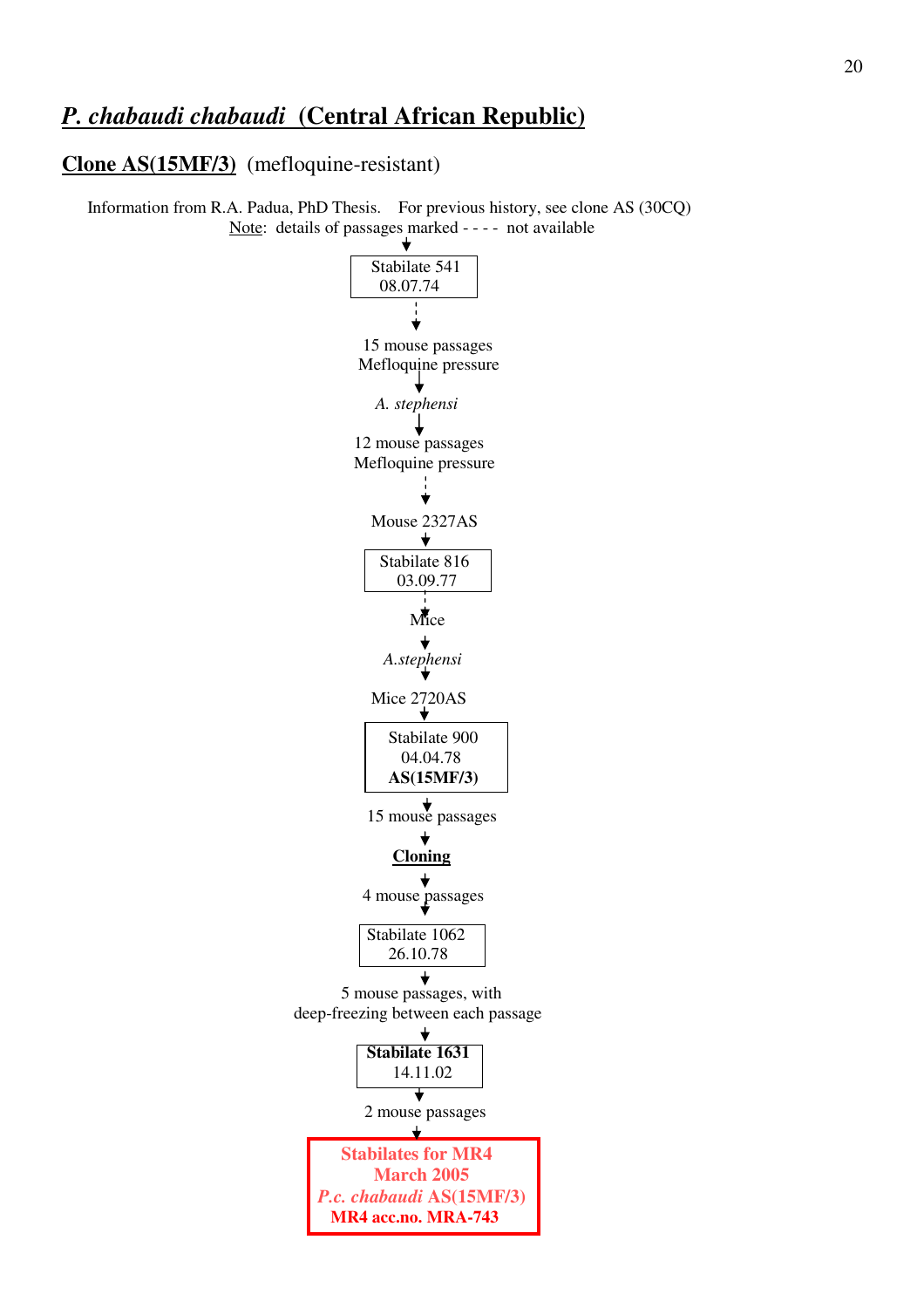## ***P. chabaudi chabaudi* (Central African Republic)**

### **Clone AS(15MF/3)** (mefloquine-resistant)

Information from R.A. Padua, PhD Thesis. For previous history, see clone AS (30CQ)

Note: details of passages marked - - - - not available

↓

Stabilate 541
08.07.74

⇣

15 mouse passages
Mefloquine pressure

↓

*A. stephensi*

↓

12 mouse passages
Mefloquine pressure

⇣

Mouse 2327AS

↓

Stabilate 816
03.09.77

⇣

Mice

↓

*A.stephensi*

↓

Mice 2720AS

↓

Stabilate 900
04.04.78
**AS(15MF/3)**

↓

15 mouse passages

↓

**Cloning**

↓

4 mouse passages

↓

Stabilate 1062
26.10.78

↓

5 mouse passages, with
deep-freezing between each passage

↓

**Stabilate 1631**
14.11.02

↓

2 mouse passages

↓

**Stabilates for MR4**
**March 2005**
***P.c. chabaudi* AS(15MF/3)**
**MR4 acc.no. MRA-743**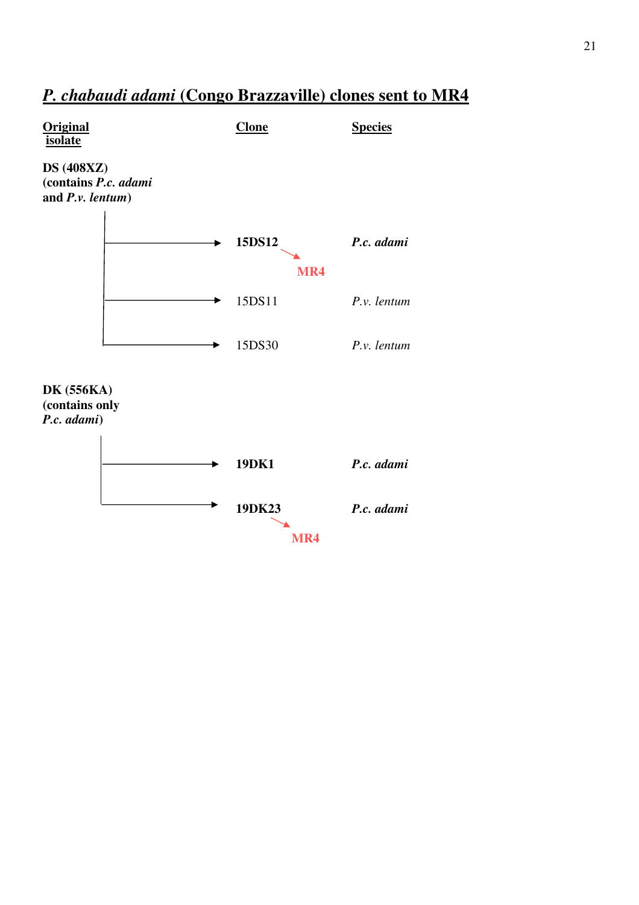## *P. chabaudi adami* (Congo Brazzaville) clones sent to MR4

| Original isolate | Clone | Species |
|---|---|---|
| **DS (408XZ) (contains *P.c. adami* and *P.v. lentum*)** | | |
| | **15DS12** → **MR4** | ***P.c. adami*** |
| | 15DS11 | *P.v. lentum* |
| | 15DS30 | *P.v. lentum* |
| **DK (556KA) (contains only *P.c. adami*)** | | |
| | **19DK1** | ***P.c. adami*** |
| | **19DK23** → **MR4** | ***P.c. adami*** |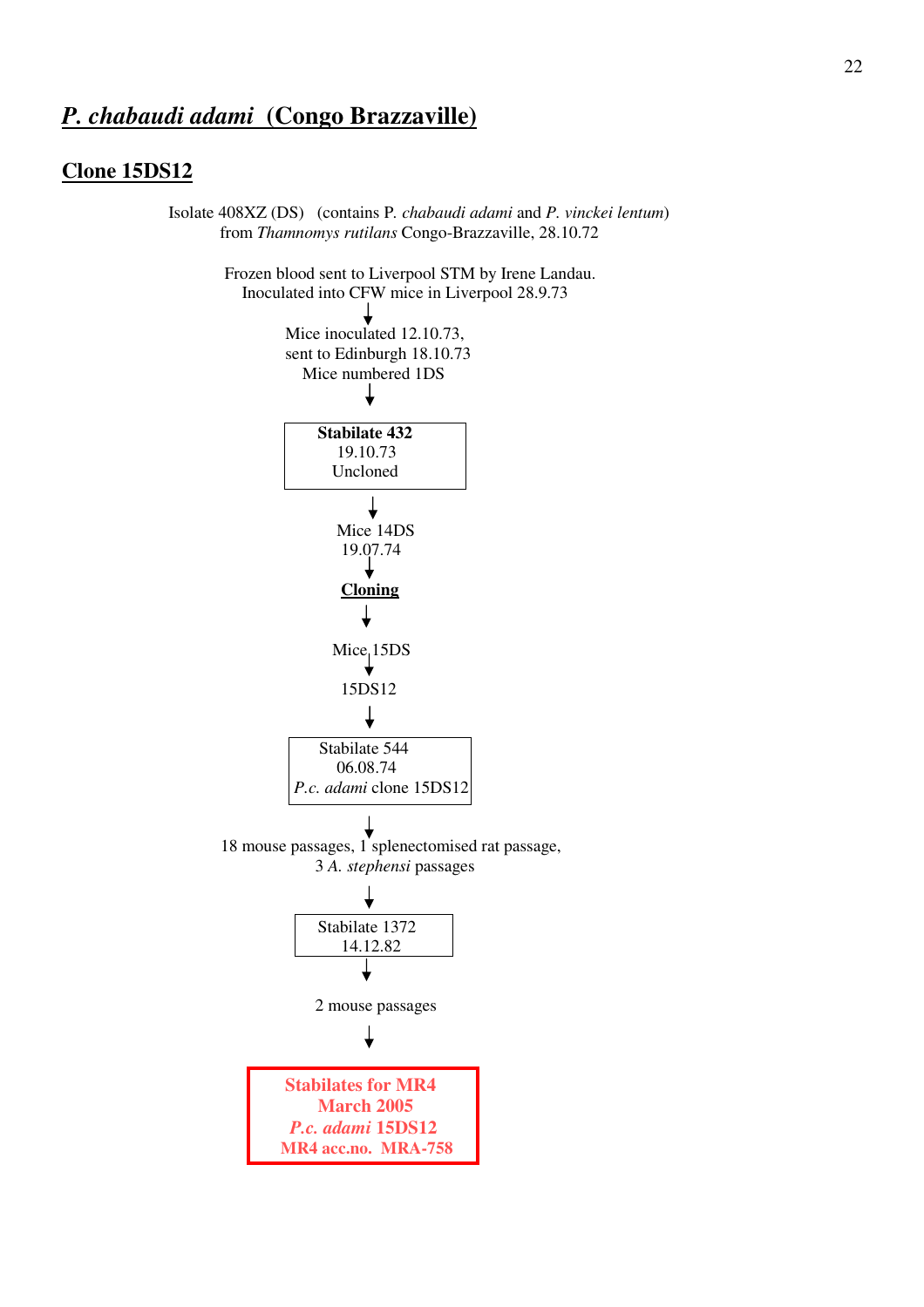# ***P. chabaudi adami*** **(Congo Brazzaville)**

## Clone 15DS12

Isolate 408XZ (DS) (contains P. *chabaudi adami* and *P. vinckei lentum*)
from *Thamnomys rutilans* Congo-Brazzaville, 28.10.72

Frozen blood sent to Liverpool STM by Irene Landau.
Inoculated into CFW mice in Liverpool 28.9.73

↓

Mice inoculated 12.10.73,
sent to Edinburgh 18.10.73
Mice numbered 1DS

↓

**Stabilate 432**
19.10.73
Uncloned

↓

Mice 14DS
19.07.74

↓

**Cloning**

↓

Mice 15DS

↓

15DS12

↓

Stabilate 544
06.08.74
*P.c. adami* clone 15DS12

↓

18 mouse passages, 1 splenectomised rat passage,
3 *A. stephensi* passages

↓

Stabilate 1372
14.12.82

↓

2 mouse passages

↓

**Stabilates for MR4**
**March 2005**
***P.c. adami*** **15DS12**
**MR4 acc.no. MRA-758**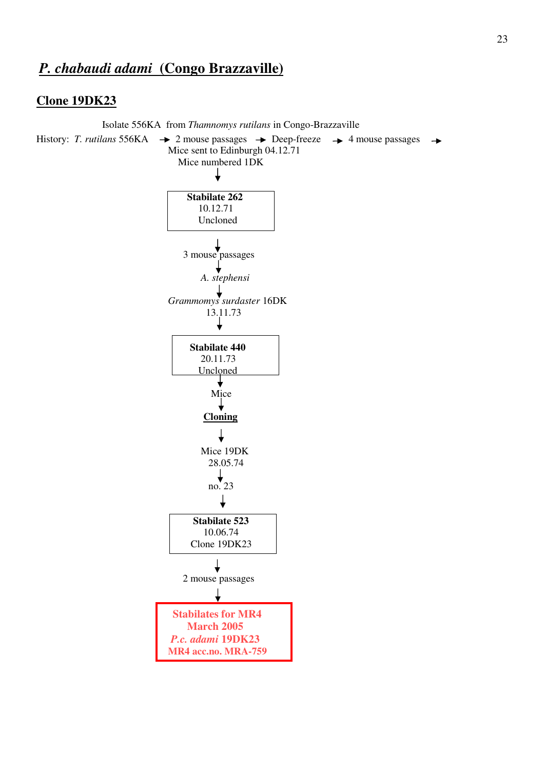## *P. chabaudi adami* (Congo Brazzaville)

### Clone 19DK23

Isolate 556KA from *Thamnomys rutilans* in Congo-Brazzaville

History: *T. rutilans* 556KA → 2 mouse passages → Deep-freeze → 4 mouse passages →

Mice sent to Edinburgh 04.12.71

Mice numbered 1DK

↓

**Stabilate 262**
10.12.71
Uncloned

↓

3 mouse passages

↓

*A. stephensi*

↓

*Grammomys surdaster* 16DK
13.11.73

↓

**Stabilate 440**
20.11.73
Uncloned

↓

Mice

↓

**Cloning**

↓

Mice 19DK
28.05.74

↓

no. 23

↓

**Stabilate 523**
10.06.74
Clone 19DK23

↓

2 mouse passages

↓

**Stabilates for MR4**
**March 2005**
***P.c. adami* 19DK23**
**MR4 acc.no. MRA-759**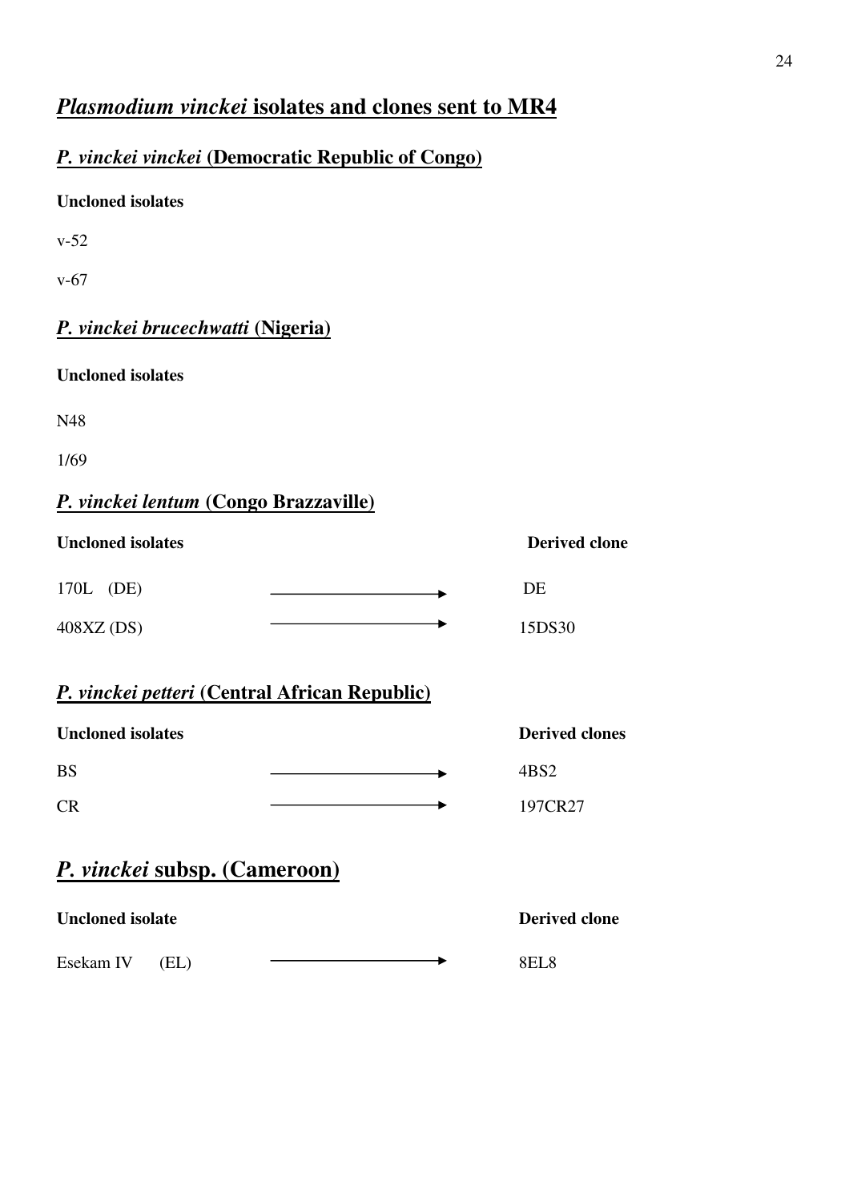# *Plasmodium vinckei* isolates and clones sent to MR4

## *P. vinckei vinckei* (Democratic Republic of Congo)

**Uncloned isolates**

v-52

v-67

## *P. vinckei brucechwatti* (Nigeria)

**Uncloned isolates**

N48

1/69

## *P. vinckei lentum* (Congo Brazzaville)

| Uncloned isolates | | Derived clone |
|---|---|---|
| 170L (DE) | ⟶ | DE |
| 408XZ (DS) | ⟶ | 15DS30 |

## *P. vinckei petteri* (Central African Republic)

| Uncloned isolates | | Derived clones |
|---|---|---|
| BS | ⟶ | 4BS2 |
| CR | ⟶ | 197CR27 |

# *P. vinckei* subsp. (Cameroon)

| Uncloned isolate | | Derived clone |
|---|---|---|
| Esekam IV (EL) | ⟶ | 8EL8 |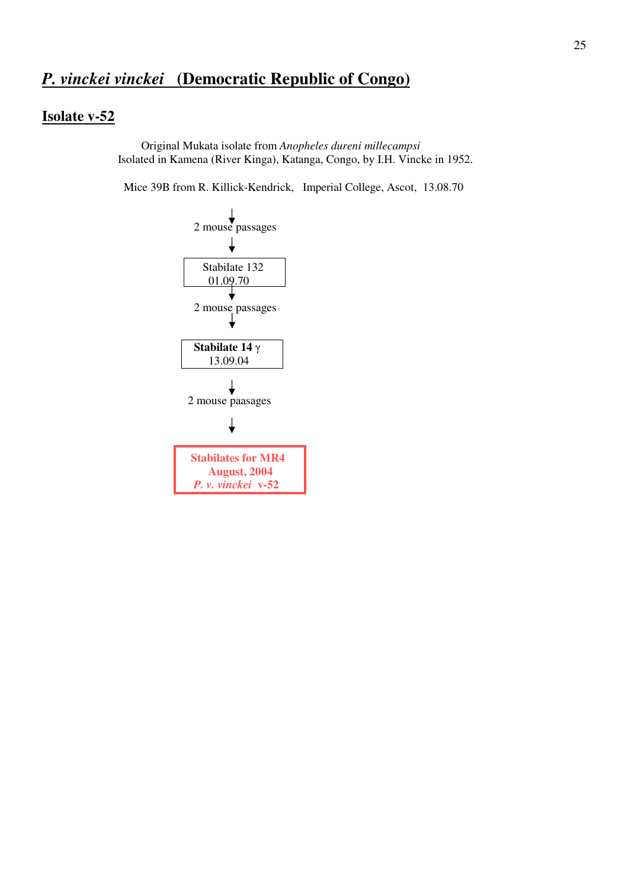## *P. vinckei vinckei* (Democratic Republic of Congo)

### Isolate v-52

Original Mukata isolate from *Anopheles dureni millecampsi*
Isolated in Kamena (River Kinga), Katanga, Congo, by I.H. Vincke in 1952.

Mice 39B from R. Killick-Kendrick, Imperial College, Ascot, 13.08.70

↓

2 mouse passages

↓

Stabilate 132
01.09.70

↓

2 mouse passages

↓

**Stabilate 14** γ
13.09.04

↓

2 mouse paasages

↓

**Stabilates for MR4**
**August, 2004**
***P. v. vinckei* v-52**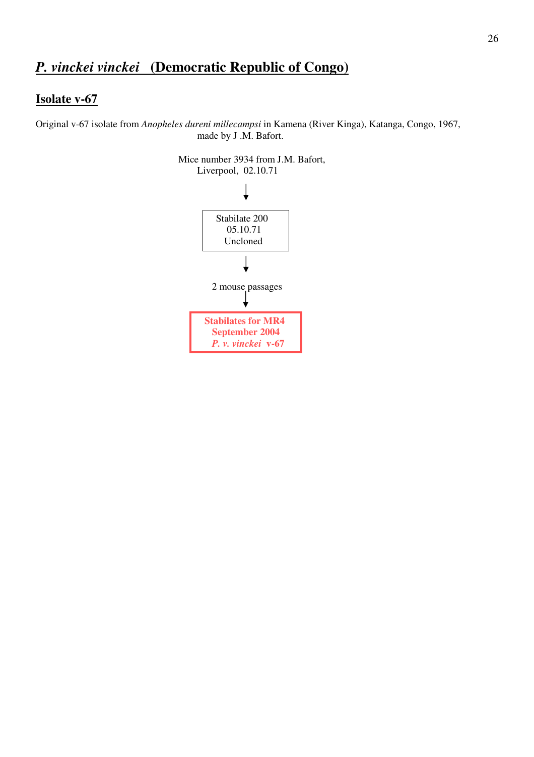## ***P. vinckei vinckei*** **(Democratic Republic of Congo)**

### Isolate v-67

Original v-67 isolate from *Anopheles dureni millecampsi* in Kamena (River Kinga), Katanga, Congo, 1967, made by J .M. Bafort.

Mice number 3934 from J.M. Bafort,
Liverpool, 02.10.71

↓

Stabilate 200
05.10.71
Uncloned

↓

2 mouse passages

↓

**Stabilates for MR4**
**September 2004**
***P. v. vinckei*** **v-67**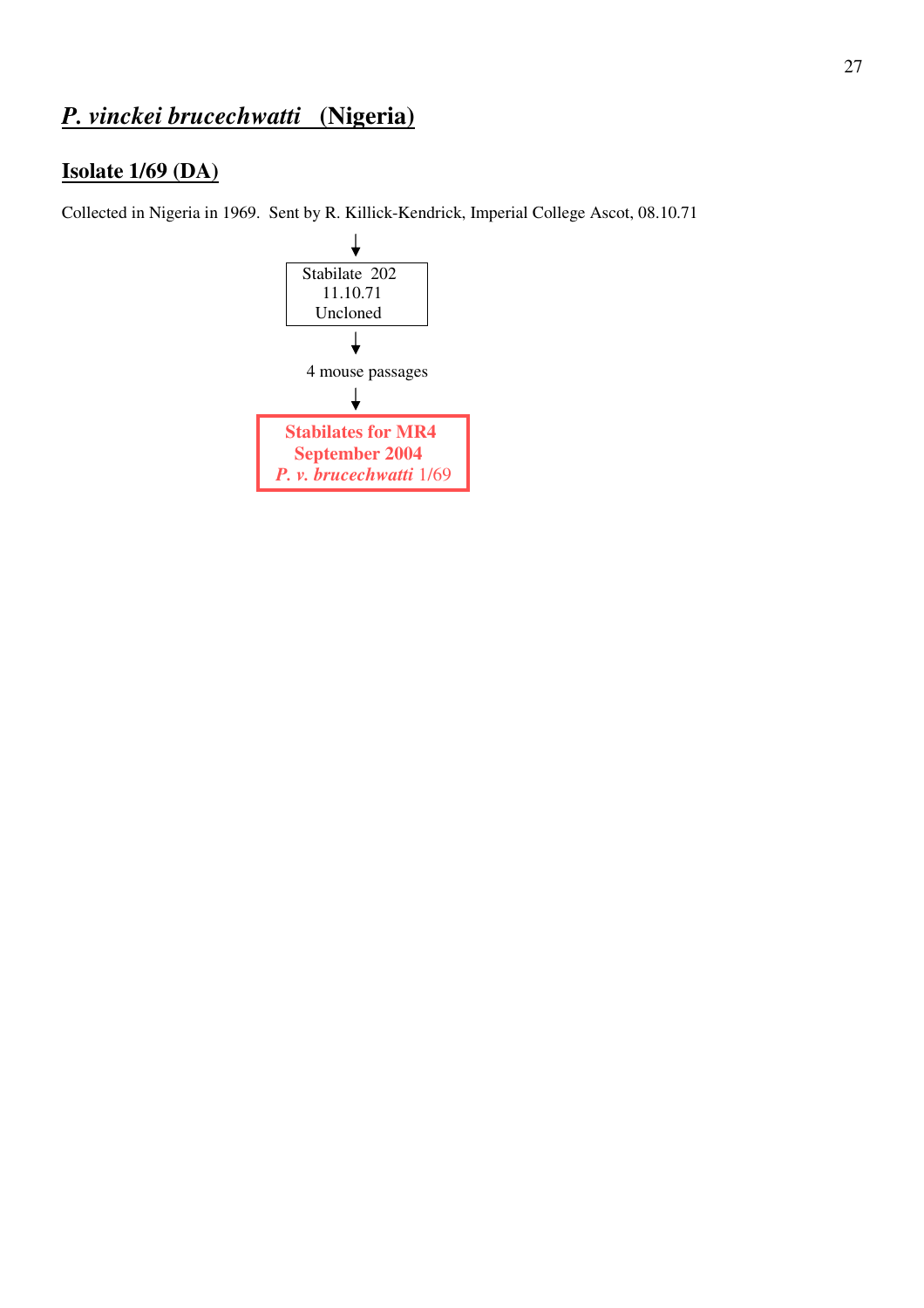## *P. vinckei brucechwatti* (Nigeria)

### Isolate 1/69 (DA)

Collected in Nigeria in 1969. Sent by R. Killick-Kendrick, Imperial College Ascot, 08.10.71

↓

Stabilate 202
11.10.71
Uncloned

↓

4 mouse passages

↓

**Stabilates for MR4**
**September 2004**
***P. v. brucechwatti*** 1/69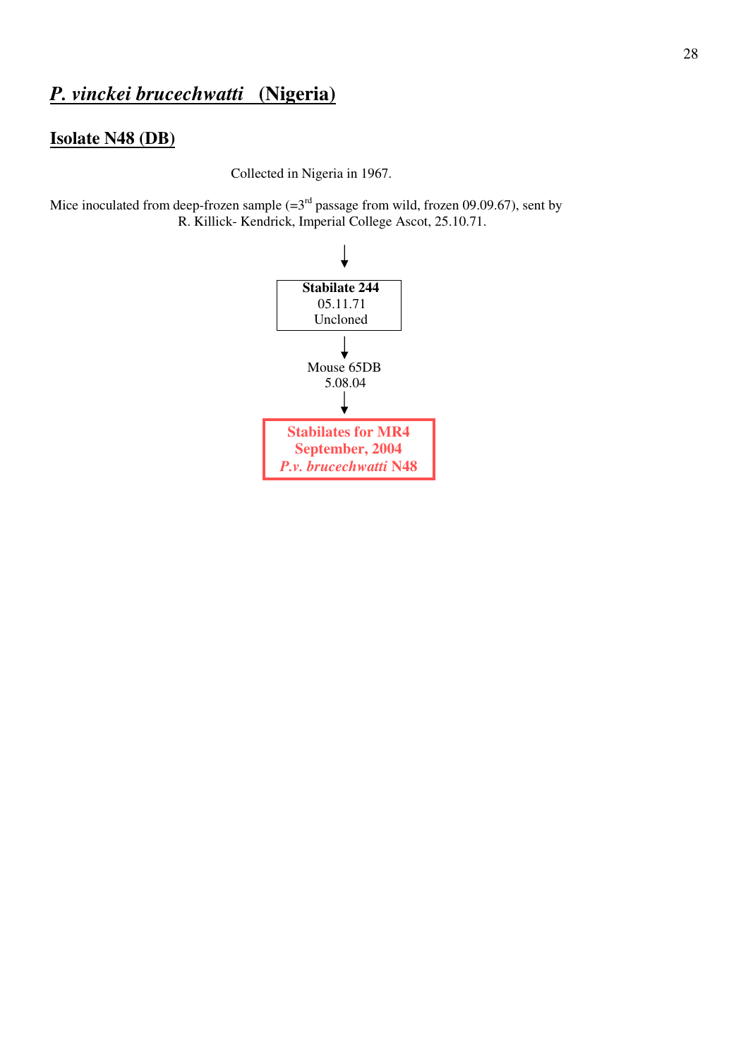## *P. vinckei brucechwatti* (Nigeria)

### Isolate N48 (DB)

Collected in Nigeria in 1967.

Mice inoculated from deep-frozen sample (=3rd passage from wild, frozen 09.09.67), sent by R. Killick- Kendrick, Imperial College Ascot, 25.10.71.

↓

**Stabilate 244**
05.11.71
Uncloned

↓

Mouse 65DB
5.08.04

↓

**Stabilates for MR4**
**September, 2004**
***P.v. brucechwatti* N48**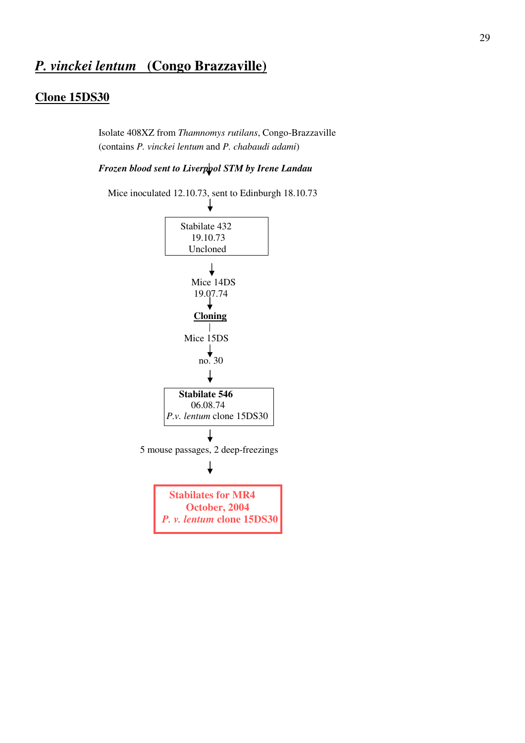# *P. vinckei lentum* (Congo Brazzaville)

## Clone 15DS30

Isolate 408XZ from *Thamnomys rutilans*, Congo-Brazzaville
(contains *P. vinckei lentum* and *P. chabaudi adami*)

***Frozen blood sent to Liverpool STM by Irene Landau***

↓

Mice inoculated 12.10.73, sent to Edinburgh 18.10.73

↓

Stabilate 432
19.10.73
Uncloned

↓

Mice 14DS
19.07.74

↓

**Cloning**

|

Mice 15DS

↓

no. 30

↓

**Stabilate 546**
06.08.74
*P.v. lentum* clone 15DS30

↓

5 mouse passages, 2 deep-freezings

↓

**Stabilates for MR4**
**October, 2004**
***P. v. lentum* clone 15DS30**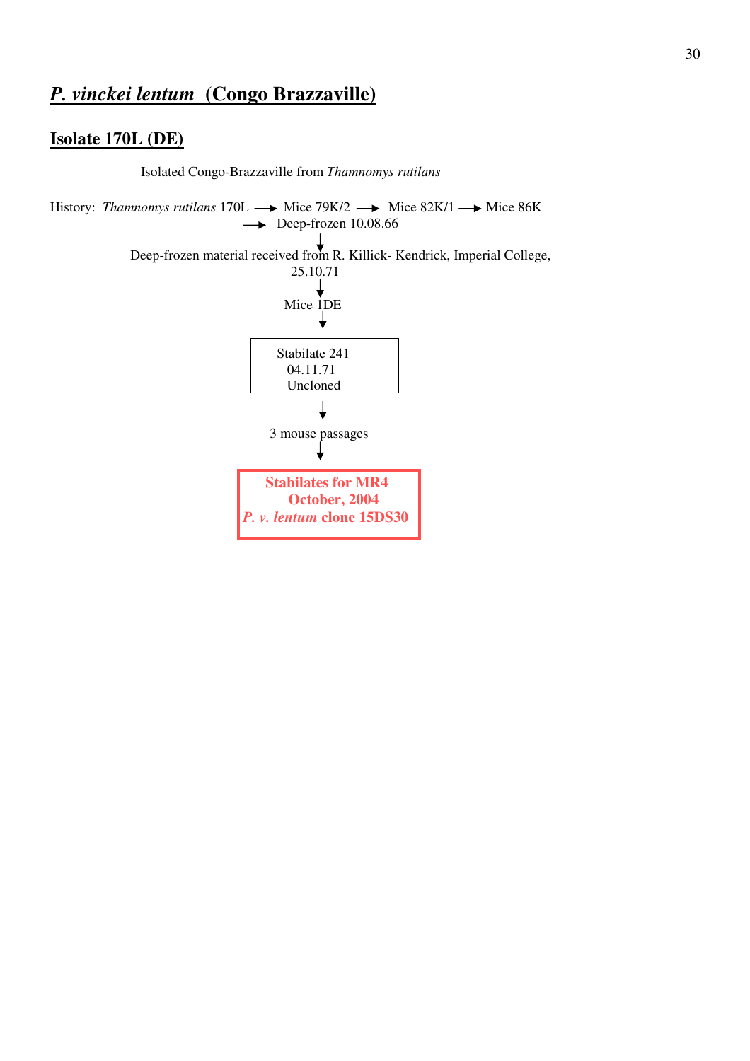## *P. vinckei lentum* (Congo Brazzaville)

### Isolate 170L (DE)

Isolated Congo-Brazzaville from *Thamnomys rutilans*

History: *Thamnomys rutilans* 170L → Mice 79K/2 → Mice 82K/1 → Mice 86K → Deep-frozen 10.08.66

↓

Deep-frozen material received from R. Killick- Kendrick, Imperial College, 25.10.71

↓

Mice 1DE

↓

Stabilate 241
04.11.71
Uncloned

↓

3 mouse passages

↓

**Stabilates for MR4**
**October, 2004**
***P. v. lentum* clone 15DS30**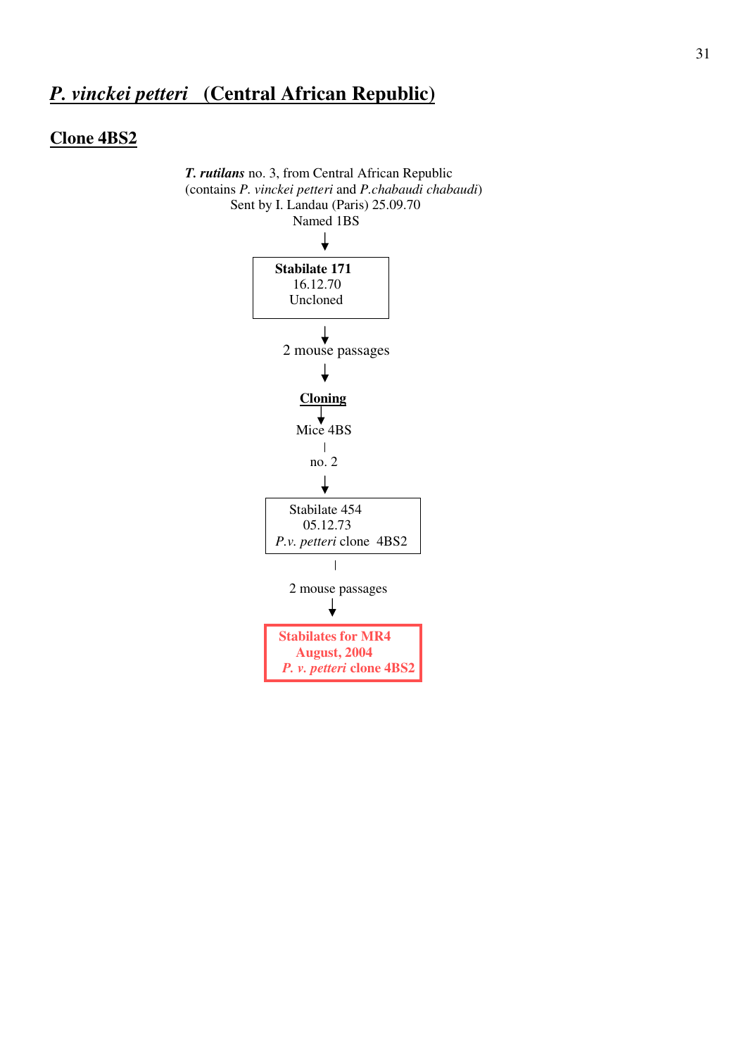## *P. vinckei petteri* (Central African Republic)

### Clone 4BS2

***T. rutilans*** no. 3, from Central African Republic
(contains *P. vinckei petteri* and *P.chabaudi chabaudi*)
Sent by I. Landau (Paris) 25.09.70
Named 1BS

↓

**Stabilate 171**
16.12.70
Uncloned

↓

2 mouse passages

↓

**Cloning**

↓

Mice 4BS

|

no. 2

↓

Stabilate 454
05.12.73
*P.v. petteri* clone 4BS2

|

2 mouse passages

↓

**Stabilates for MR4**
**August, 2004**
***P. v. petteri* clone 4BS2**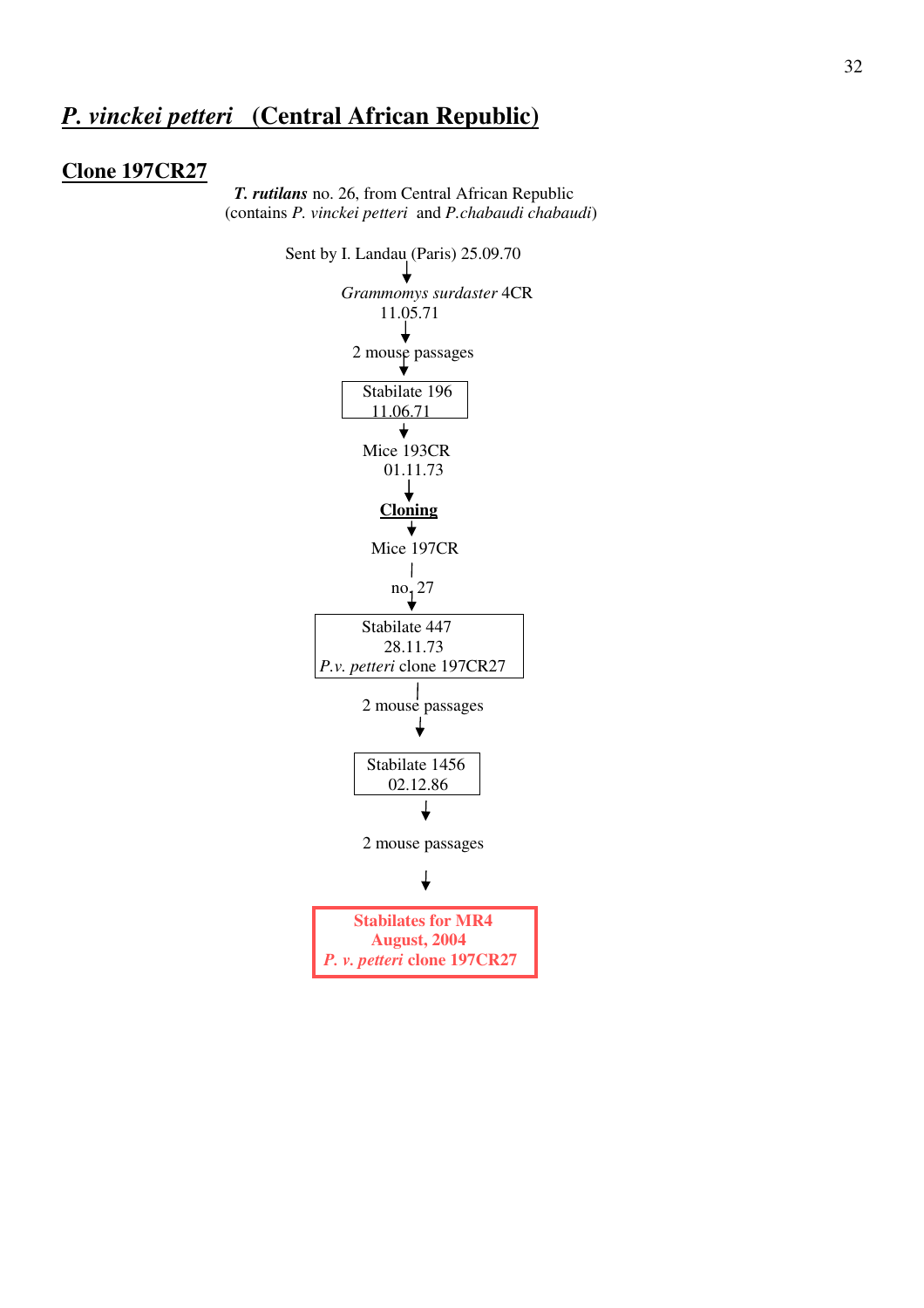## *P. vinckei petteri* (Central African Republic)

### Clone 197CR27

***T. rutilans*** no. 26, from Central African Republic
(contains *P. vinckei petteri* and *P.chabaudi chabaudi*)

Sent by I. Landau (Paris) 25.09.70

↓

*Grammomys surdaster* 4CR
11.05.71

↓

2 mouse passages

↓

Stabilate 196
11.06.71

↓

Mice 193CR
01.11.73

↓

**Cloning**

↓

Mice 197CR

|

no. 27

↓

Stabilate 447
28.11.73
*P.v. petteri* clone 197CR27

|

2 mouse passages

↓

Stabilate 1456
02.12.86

↓

2 mouse passages

↓

**Stabilates for MR4**
**August, 2004**
***P. v. petteri* clone 197CR27**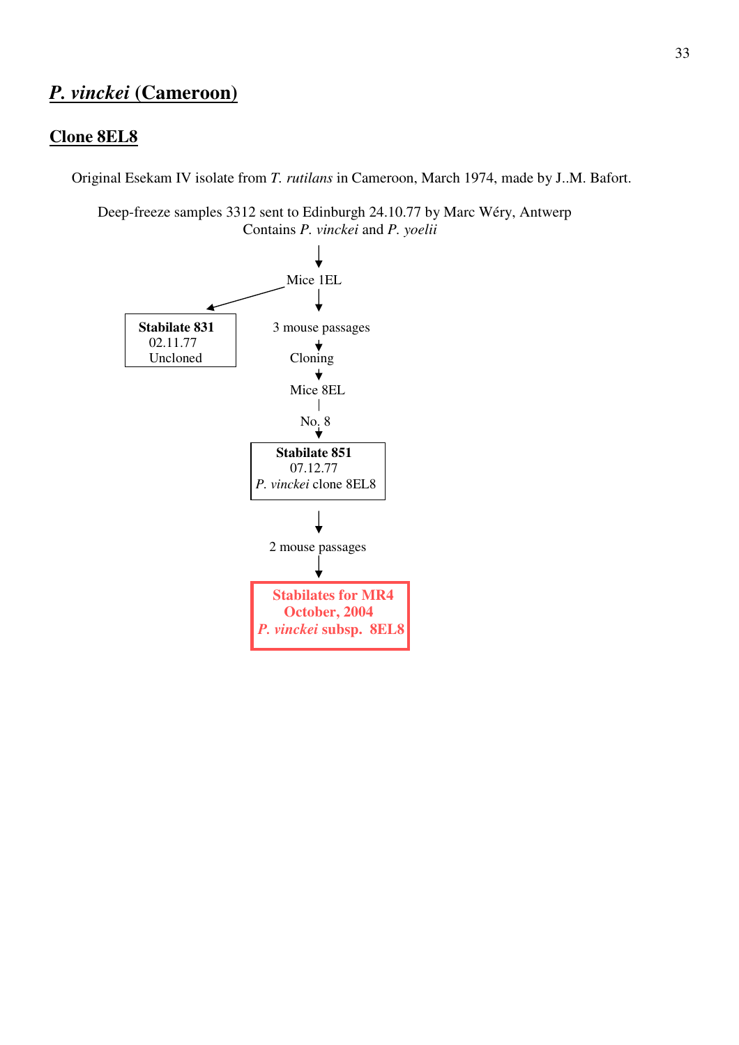# ***P. vinckei* (Cameroon)**

## **Clone 8EL8**

Original Esekam IV isolate from *T. rutilans* in Cameroon, March 1974, made by J..M. Bafort.

Deep-freeze samples 3312 sent to Edinburgh 24.10.77 by Marc Wéry, Antwerp
Contains *P. vinckei* and *P. yoelii*

↓

Mice 1EL → **Stabilate 831** 02.11.77 Uncloned

↓

3 mouse passages

↓

Cloning

↓

Mice 8EL

No. 8

↓

**Stabilate 851**
07.12.77
*P. vinckei* clone 8EL8

↓

2 mouse passages

↓

**Stabilates for MR4**
**October, 2004**
***P. vinckei* subsp. 8EL8**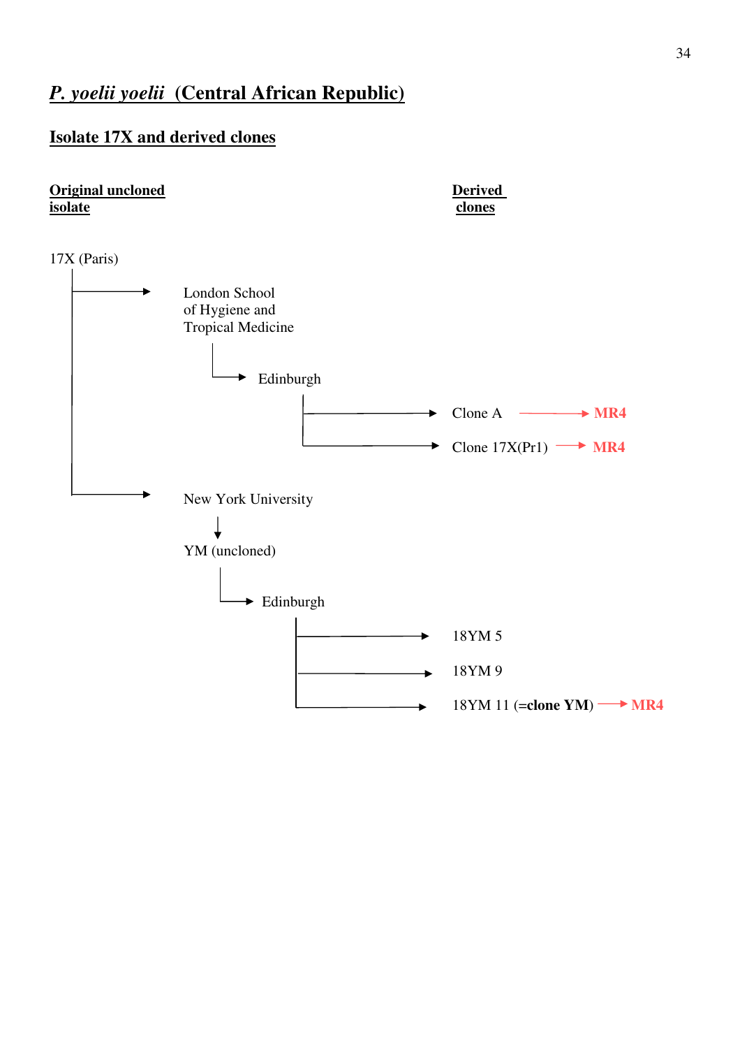## *P. yoelii yoelii* (Central African Republic)

### Isolate 17X and derived clones

**Original uncloned isolate** | **Derived clones**

- 17X (Paris)
  - → London School of Hygiene and Tropical Medicine
    - → Edinburgh
      - → Clone A → MR4
      - → Clone 17X(Pr1) → MR4
  - → New York University
    - → YM (uncloned)
      - → Edinburgh
        - → 18YM 5
        - → 18YM 9
        - → 18YM 11 (=**clone YM**) → MR4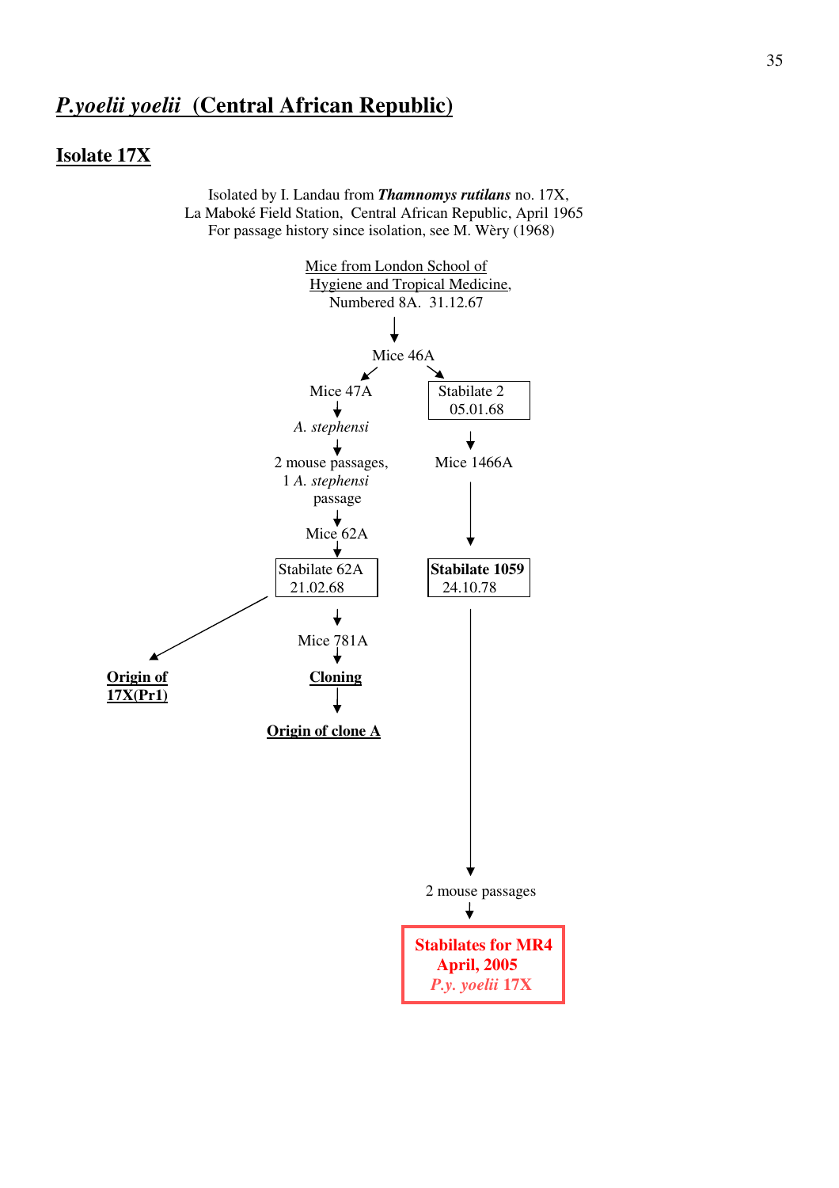## *P.yoelii yoelii* (Central African Republic)

### Isolate 17X

Isolated by I. Landau from ***Thamnomys rutilans*** no. 17X,
La Maboké Field Station, Central African Republic, April 1965
For passage history since isolation, see M. Wèry (1968)

Mice from London School of Hygiene and Tropical Medicine, Numbered 8A. 31.12.67

↓

Mice 46A

↙ ↘

**Left branch:**

Mice 47A
↓
*A. stephensi*
↓
2 mouse passages, 1 *A. stephensi* passage
↓
Mice 62A
↓
Stabilate 62A 21.02.68
→ **Origin of 17X(Pr1)**
↓
Mice 781A
↓
**Cloning**
↓
**Origin of clone A**

**Right branch:**

Stabilate 2 05.01.68
↓
Mice 1466A
↓
**Stabilate 1059** 24.10.78
↓
2 mouse passages
↓
**Stabilates for MR4 April, 2005 *P.y. yoelii* 17X**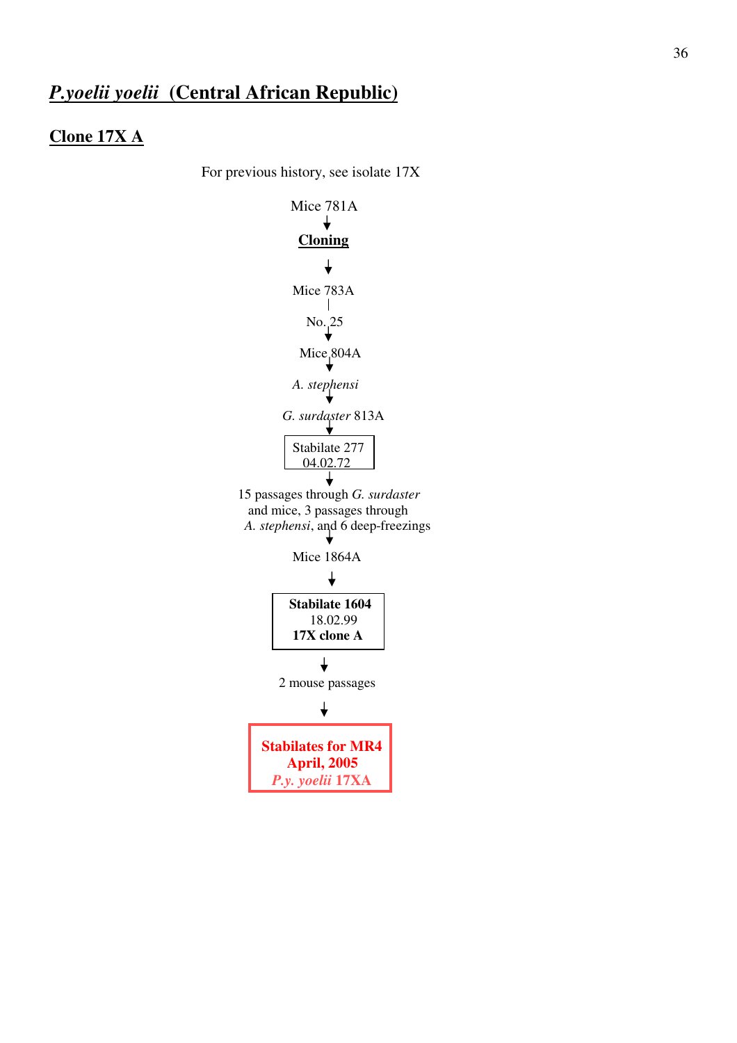# ***P.yoelii yoelii* (Central African Republic)**

## **Clone 17X A**

For previous history, see isolate 17X

Mice 781A

↓

**Cloning**

↓

Mice 783A

|

No. 25

↓

Mice 804A

↓

*A. stephensi*

↓

*G. surdaster* 813A

↓

Stabilate 277
04.02.72

↓

15 passages through *G. surdaster* and mice, 3 passages through *A. stephensi*, and 6 deep-freezings

↓

Mice 1864A

↓

**Stabilate 1604**
18.02.99
**17X clone A**

↓

2 mouse passages

↓

**Stabilates for MR4**
**April, 2005**
***P.y. yoelii* 17XA**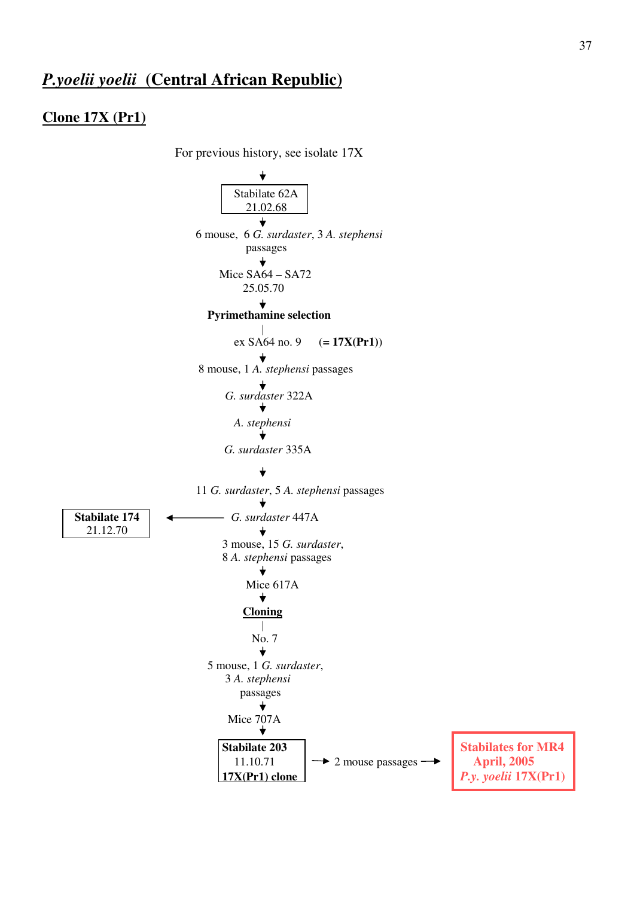## ***P.yoelii yoelii* (Central African Republic)**

### **Clone 17X (Pr1)**

For previous history, see isolate 17X

↓

Stabilate 62A
21.02.68

↓

6 mouse, 6 *G. surdaster*, 3 *A. stephensi* passages

↓

Mice SA64 – SA72
25.05.70

↓

**Pyrimethamine selection**

|

ex SA64 no. 9 (= **17X(Pr1)**)

↓

8 mouse, 1 *A. stephensi* passages

↓

*G. surdaster* 322A

↓

*A. stephensi*

↓

*G. surdaster* 335A

↓

11 *G. surdaster*, 5 *A. stephensi* passages

↓

*G. surdaster* 447A → **Stabilate 174** 21.12.70

↓

3 mouse, 15 *G. surdaster*, 8 *A. stephensi* passages

↓

Mice 617A

↓

**Cloning**

|

No. 7

↓

5 mouse, 1 *G. surdaster*, 3 *A. stephensi* passages

↓

Mice 707A

↓

**Stabilate 203**
11.10.71
**17X(Pr1) clone**

→ 2 mouse passages →

**Stabilates for MR4**
**April, 2005**
***P.y. yoelii* 17X(Pr1)**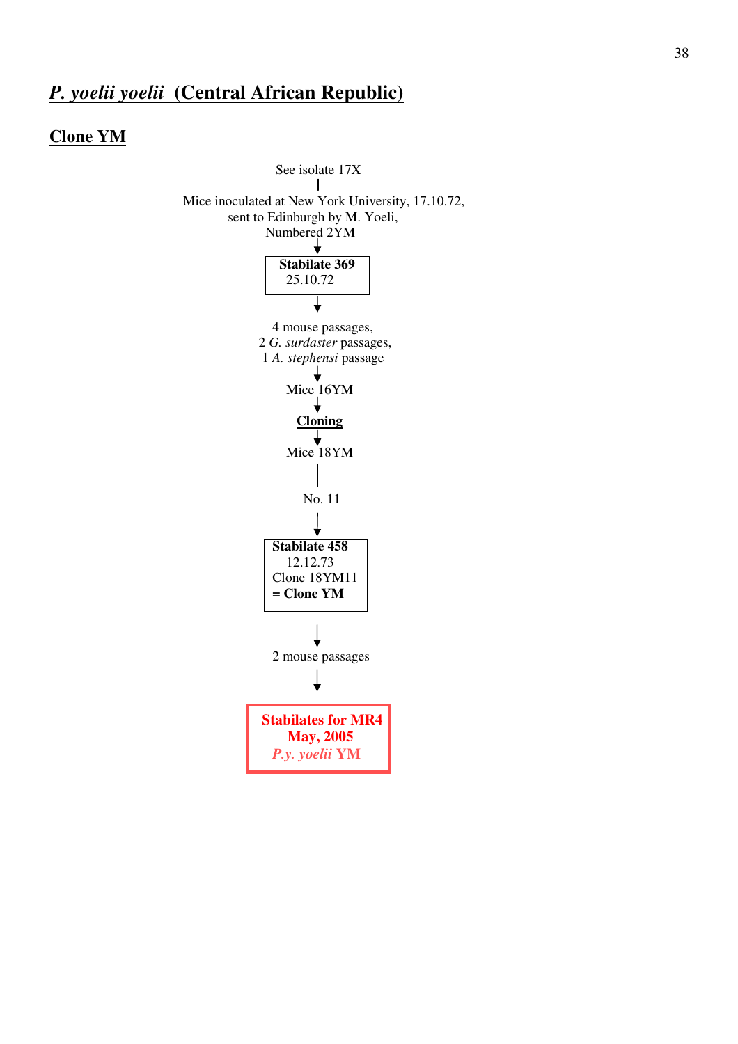## *P. yoelii yoelii* (Central African Republic)

### Clone YM

See isolate 17X

|

Mice inoculated at New York University, 17.10.72,
sent to Edinburgh by M. Yoeli,
Numbered 2YM

↓

**Stabilate 369**
25.10.72

↓

4 mouse passages,
2 *G. surdaster* passages,
1 *A. stephensi* passage

↓

Mice 16YM

↓

**Cloning**

↓

Mice 18YM

|

No. 11

↓

**Stabilate 458**
12.12.73
Clone 18YM11
**= Clone YM**

↓

2 mouse passages

↓

**Stabilates for MR4**
**May, 2005**
*P.y. yoelii* YM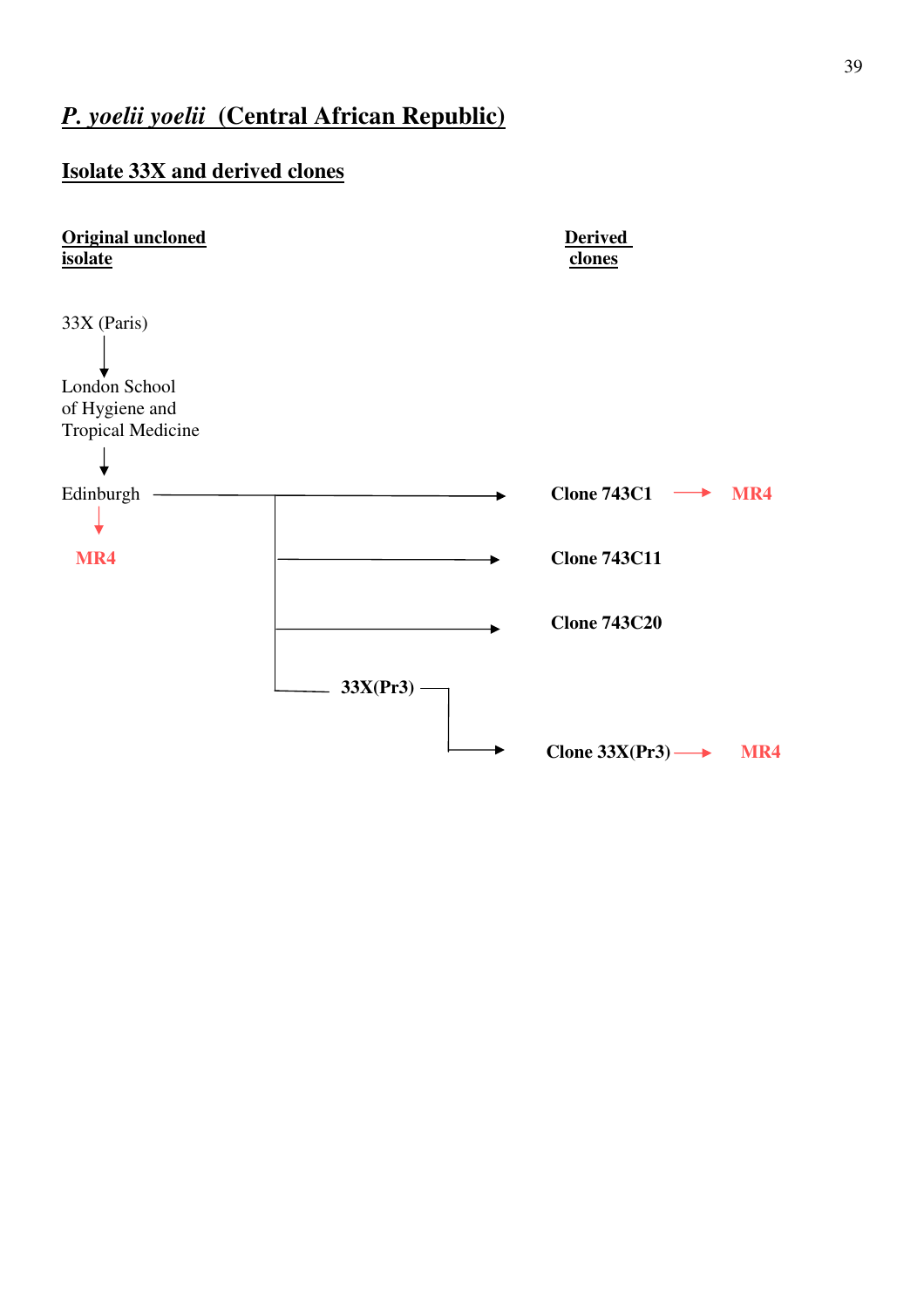## *P. yoelii yoelii* (Central African Republic)

### Isolate 33X and derived clones

**Original unclonedisolate**

33X (Paris)

↓

London School of Hygiene and Tropical Medicine

↓

Edinburgh → Clone 743C1 → MR4

Edinburgh → Clone 743C11

Edinburgh → Clone 743C20

Edinburgh → 33X(Pr3) → Clone 33X(Pr3) → MR4

Edinburgh ↓ MR4

**Derived clones**

- **Clone 743C1** → **MR4**
- **Clone 743C11**
- **Clone 743C20**
- **Clone 33X(Pr3)** → **MR4**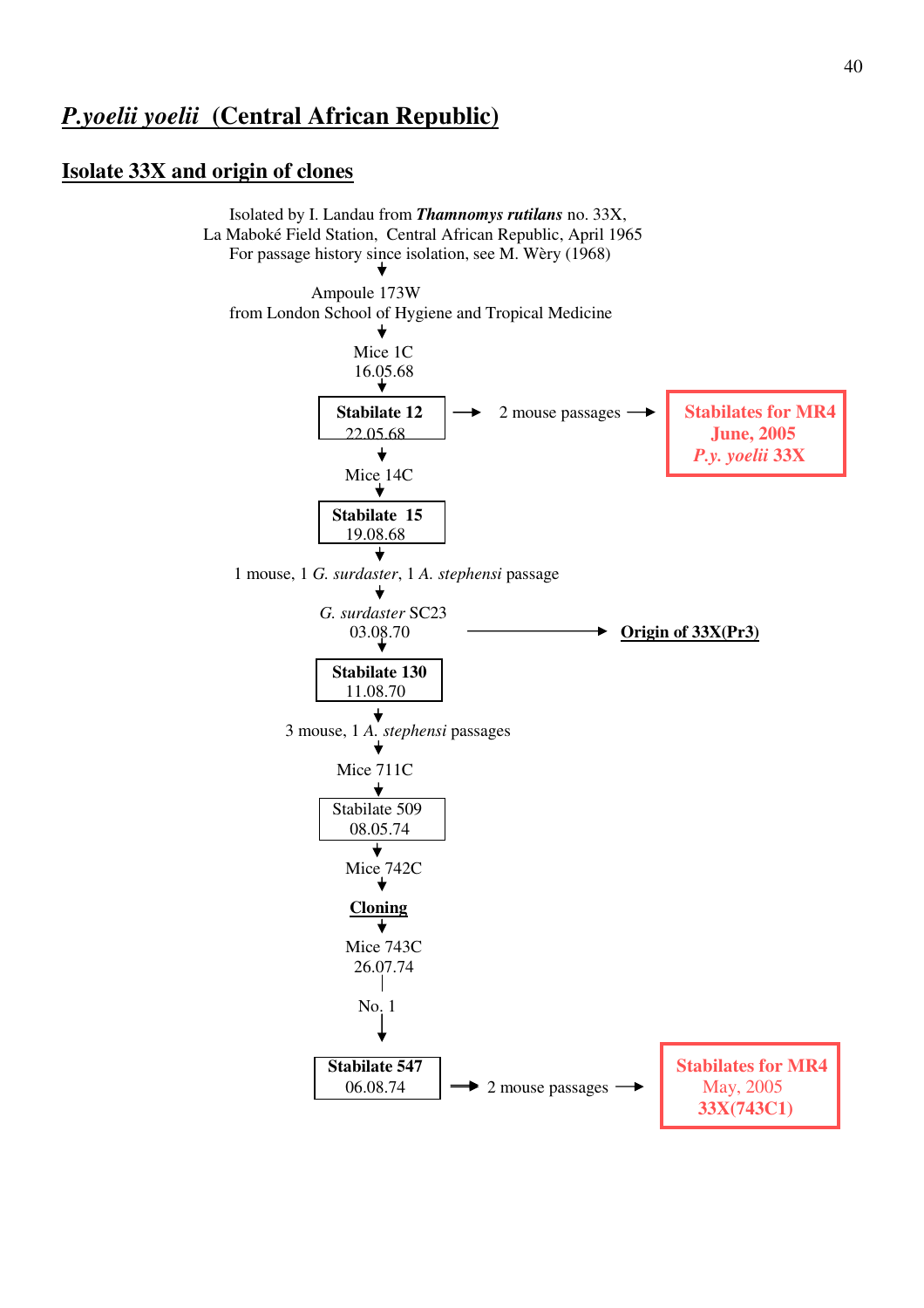## *P.yoelii yoelii* (Central African Republic)

### Isolate 33X and origin of clones

Isolated by I. Landau from ***Thamnomys rutilans*** no. 33X,
La Maboké Field Station, Central African Republic, April 1965
For passage history since isolation, see M. Wèry (1968)

↓

Ampoule 173W
from London School of Hygiene and Tropical Medicine

↓

Mice 1C
16.05.68

↓

**Stabilate 12**
22.05.68 → 2 mouse passages → **Stabilates for MR4 June, 2005 *P.y. yoelii* 33X**

↓

Mice 14C

↓

**Stabilate 15**
19.08.68

↓

1 mouse, 1 *G. surdaster*, 1 *A. stephensi* passage

↓

*G. surdaster* SC23
03.08.70 → **Origin of 33X(Pr3)**

↓

**Stabilate 130**
11.08.70

↓

3 mouse, 1 *A. stephensi* passages

↓

Mice 711C

↓

Stabilate 509
08.05.74

↓

Mice 742C

↓

**Cloning**

↓

Mice 743C
26.07.74

No. 1

↓

**Stabilate 547**
06.08.74 → 2 mouse passages → **Stabilates for MR4** May, 2005 **33X(743C1)**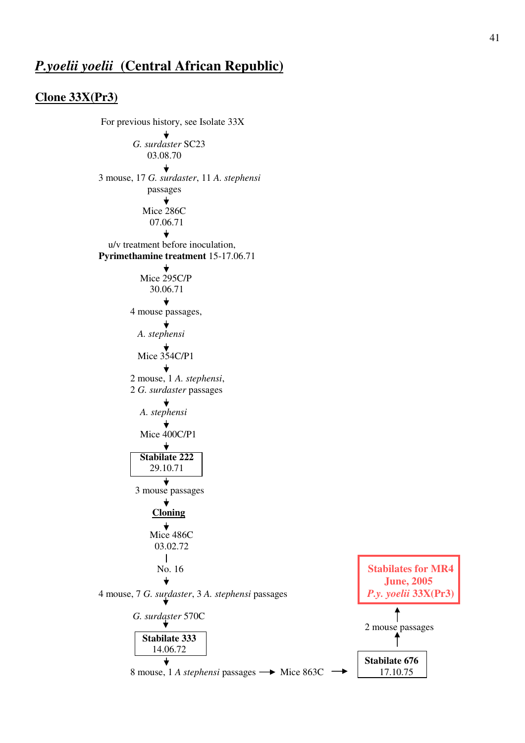## *P.yoelii yoelii* (Central African Republic)

## Clone 33X(Pr3)

For previous history, see Isolate 33X

↓

*G. surdaster* SC23
03.08.70

↓

3 mouse, 17 *G. surdaster*, 11 *A. stephensi* passages

↓

Mice 286C
07.06.71

↓

u/v treatment before inoculation,
**Pyrimethamine treatment** 15-17.06.71

↓

Mice 295C/P
30.06.71

↓

4 mouse passages,

↓

*A. stephensi*

↓

Mice 354C/P1

↓

2 mouse, 1 *A. stephensi*,
2 *G. surdaster* passages

↓

*A. stephensi*

↓

Mice 400C/P1

↓

**Stabilate 222**
29.10.71

↓

3 mouse passages

↓

**Cloning**

↓

Mice 486C
03.02.72

|

No. 16

↓

4 mouse, 7 *G. surdaster*, 3 *A. stephensi* passages

↓

*G. surdaster* 570C

↓

**Stabilate 333**
14.06.72

↓

8 mouse, 1 *A stephensi* passages → Mice 863C → **Stabilate 676** 17.10.75

↑

2 mouse passages

↑

**Stabilates for MR4**
**June, 2005**
***P.y. yoelii* 33X(Pr3)**